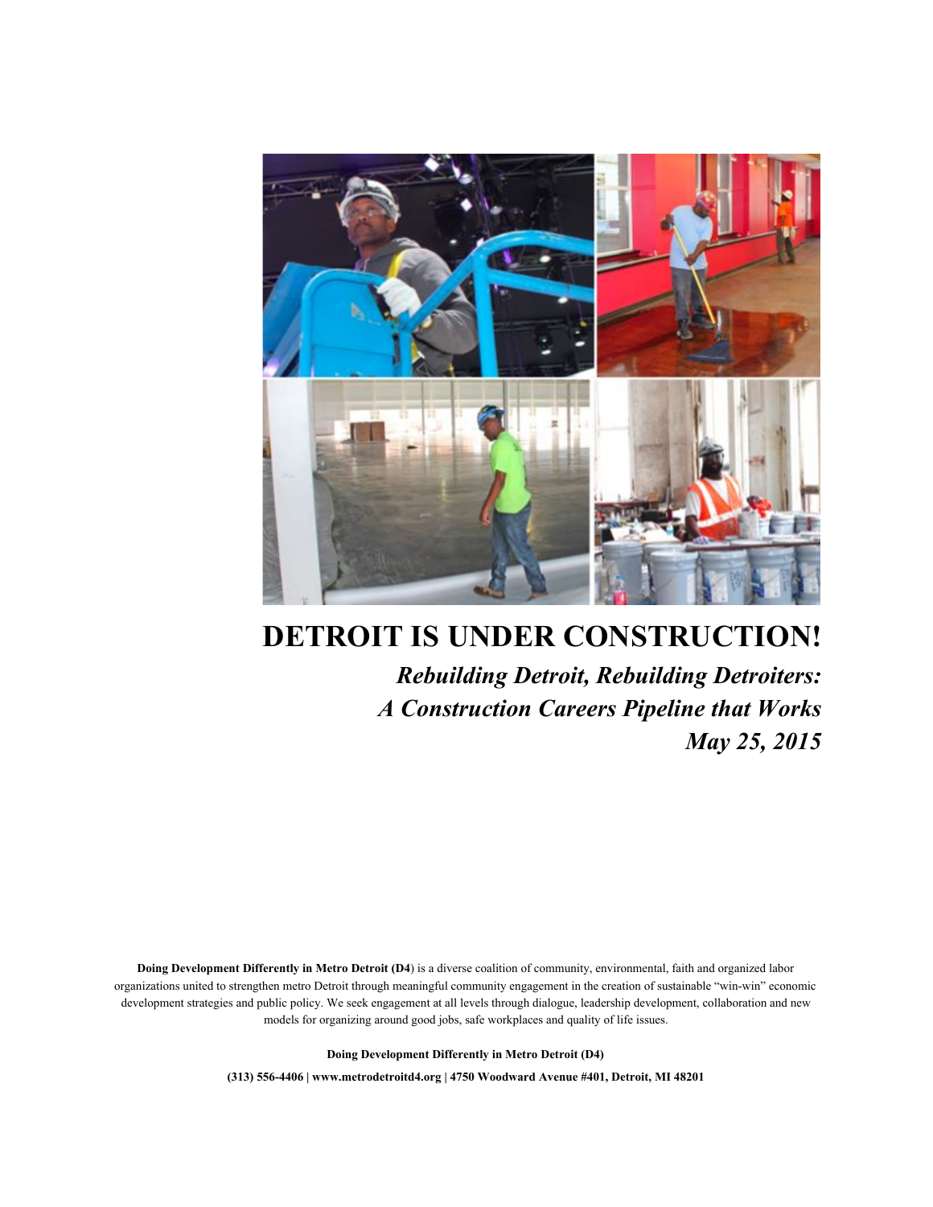# DETROIT IS UNDER CONSTRUCTION!

***Rebuilding Detroit, Rebuilding Detroiters:***
***A Construction Careers Pipeline that Works***
***May 25, 2015***

**Doing Development Differently in Metro Detroit (D4**) is a diverse coalition of community, environmental, faith and organized labor organizations united to strengthen metro Detroit through meaningful community engagement in the creation of sustainable "win-win" economic development strategies and public policy. We seek engagement at all levels through dialogue, leadership development, collaboration and new models for organizing around good jobs, safe workplaces and quality of life issues.

**Doing Development Differently in Metro Detroit (D4)**

**(313) 556-4406 | www.metrodetroitd4.org | 4750 Woodward Avenue #401, Detroit, MI 48201**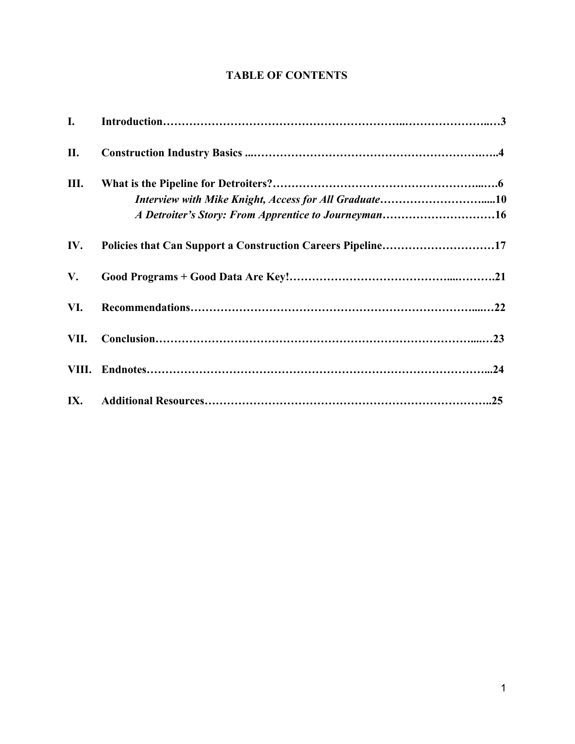# TABLE OF CONTENTS

**I. Introduction…………………………………………………………...……………………..…3**

**II. Construction Industry Basics ...…………………………………………………………….…..4**

**III. What is the Pipeline for Detroiters?……………………………………………………...….6**

***Interview with Mike Knight, Access for All Graduate…………………………......10***

***A Detroiter's Story: From Apprentice to Journeyman…………………………16***

**IV. Policies that Can Support a Construction Careers Pipeline…………………………17**

**V. Good Programs + Good Data Are Key!…………………………………....……….21**

**VI. Recommendations…………………………………………………………………......…22**

**VII. Conclusion………………………………………………………………………….....…23**

**VIII. Endnotes……………………………………………………………………………...24**

**IX. Additional Resources…………………………………………………………………..25**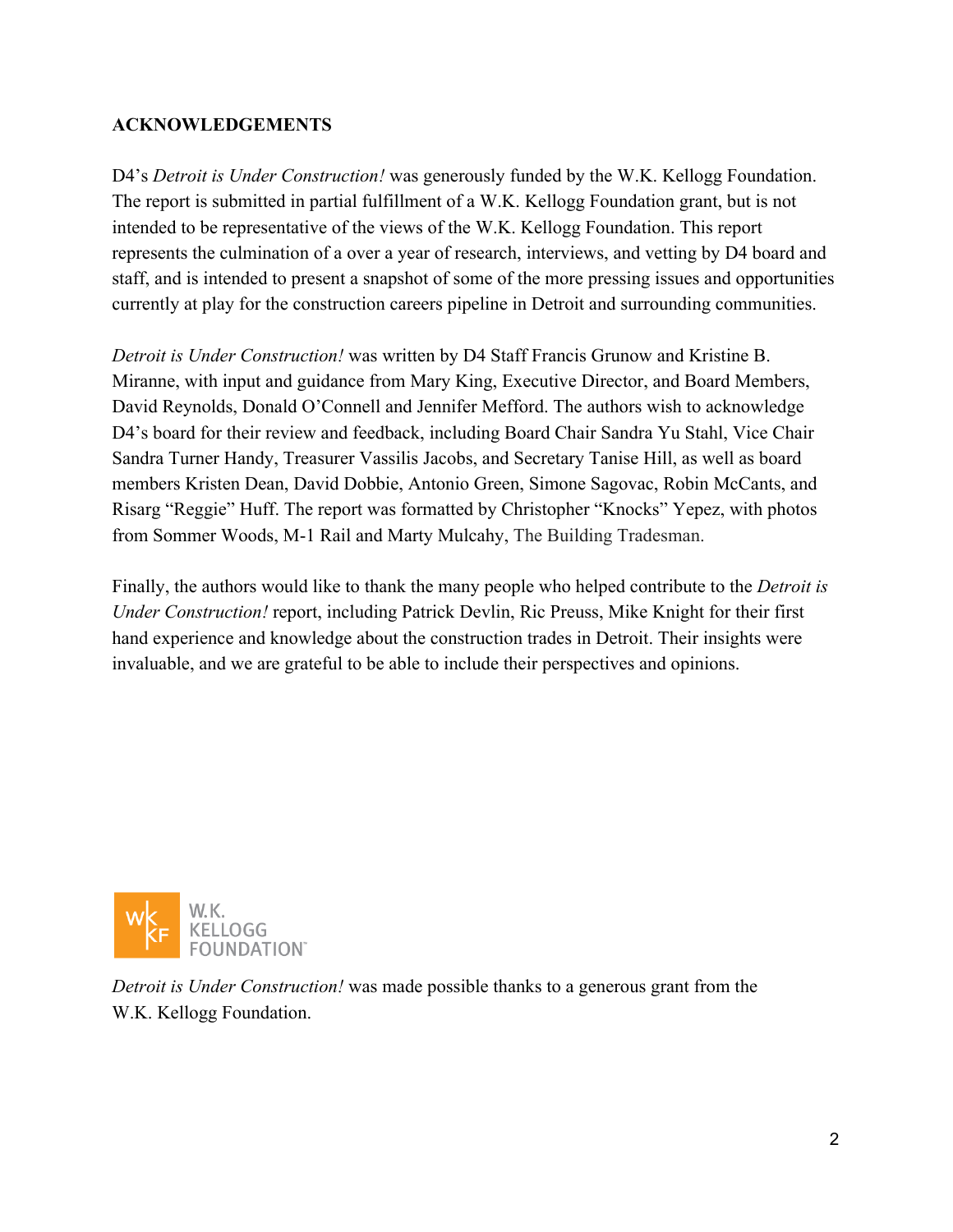**ACKNOWLEDGEMENTS**

D4's *Detroit is Under Construction!* was generously funded by the W.K. Kellogg Foundation. The report is submitted in partial fulfillment of a W.K. Kellogg Foundation grant, but is not intended to be representative of the views of the W.K. Kellogg Foundation. This report represents the culmination of a over a year of research, interviews, and vetting by D4 board and staff, and is intended to present a snapshot of some of the more pressing issues and opportunities currently at play for the construction careers pipeline in Detroit and surrounding communities.

*Detroit is Under Construction!* was written by D4 Staff Francis Grunow and Kristine B. Miranne, with input and guidance from Mary King, Executive Director, and Board Members, David Reynolds, Donald O'Connell and Jennifer Mefford. The authors wish to acknowledge D4's board for their review and feedback, including Board Chair Sandra Yu Stahl, Vice Chair Sandra Turner Handy, Treasurer Vassilis Jacobs, and Secretary Tanise Hill, as well as board members Kristen Dean, David Dobbie, Antonio Green, Simone Sagovac, Robin McCants, and Risarg "Reggie" Huff. The report was formatted by Christopher "Knocks" Yepez, with photos from Sommer Woods, M-1 Rail and Marty Mulcahy, The Building Tradesman.

Finally, the authors would like to thank the many people who helped contribute to the *Detroit is Under Construction!* report, including Patrick Devlin, Ric Preuss, Mike Knight for their first hand experience and knowledge about the construction trades in Detroit. Their insights were invaluable, and we are grateful to be able to include their perspectives and opinions.

W.K. KELLOGG FOUNDATION

*Detroit is Under Construction!* was made possible thanks to a generous grant from the W.K. Kellogg Foundation.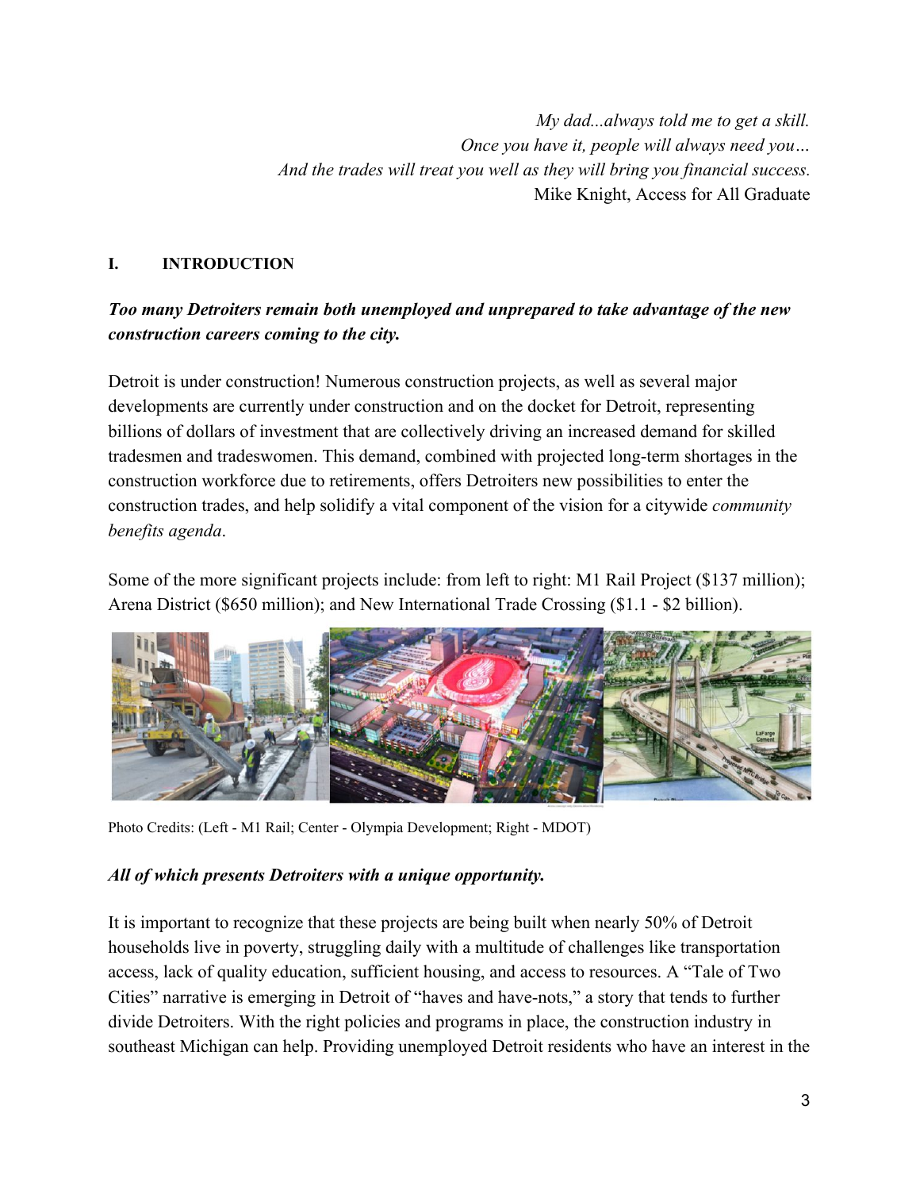*My dad...always told me to get a skill.*
*Once you have it, people will always need you…*
*And the trades will treat you well as they will bring you financial success.*
Mike Knight, Access for All Graduate

## I. INTRODUCTION

***Too many Detroiters remain both unemployed and unprepared to take advantage of the new construction careers coming to the city.***

Detroit is under construction! Numerous construction projects, as well as several major developments are currently under construction and on the docket for Detroit, representing billions of dollars of investment that are collectively driving an increased demand for skilled tradesmen and tradeswomen. This demand, combined with projected long-term shortages in the construction workforce due to retirements, offers Detroiters new possibilities to enter the construction trades, and help solidify a vital component of the vision for a citywide *community benefits agenda*.

Some of the more significant projects include: from left to right: M1 Rail Project ($137 million); Arena District ($650 million); and New International Trade Crossing ($1.1 - $2 billion).

Photo Credits: (Left - M1 Rail; Center - Olympia Development; Right - MDOT)

***All of which presents Detroiters with a unique opportunity.***

It is important to recognize that these projects are being built when nearly 50% of Detroit households live in poverty, struggling daily with a multitude of challenges like transportation access, lack of quality education, sufficient housing, and access to resources. A "Tale of Two Cities" narrative is emerging in Detroit of "haves and have-nots," a story that tends to further divide Detroiters. With the right policies and programs in place, the construction industry in southeast Michigan can help. Providing unemployed Detroit residents who have an interest in the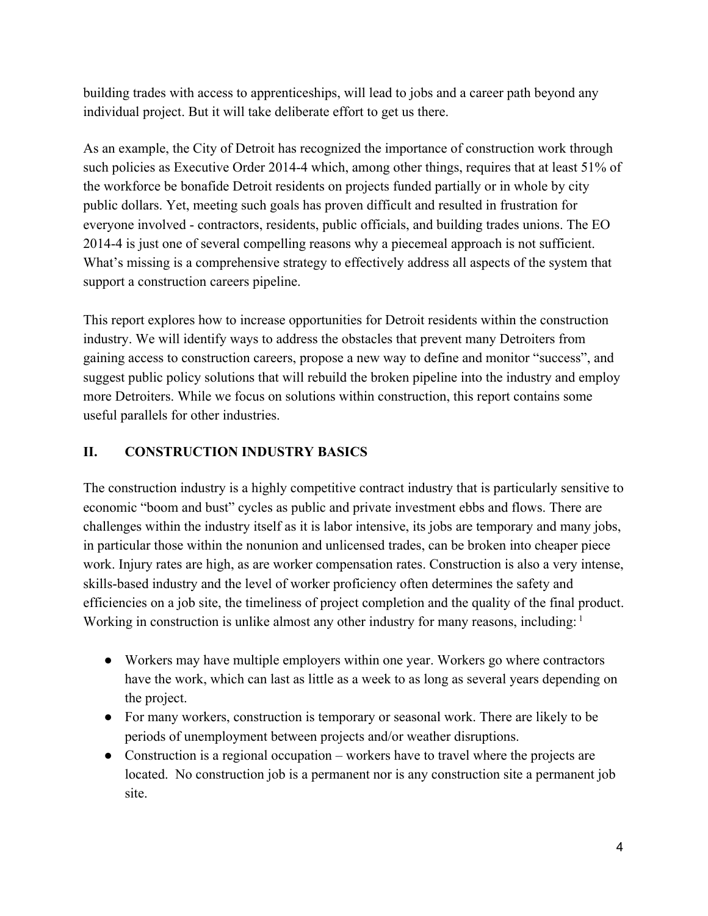building trades with access to apprenticeships, will lead to jobs and a career path beyond any individual project. But it will take deliberate effort to get us there.

As an example, the City of Detroit has recognized the importance of construction work through such policies as Executive Order 2014-4 which, among other things, requires that at least 51% of the workforce be bonafide Detroit residents on projects funded partially or in whole by city public dollars. Yet, meeting such goals has proven difficult and resulted in frustration for everyone involved - contractors, residents, public officials, and building trades unions. The EO 2014-4 is just one of several compelling reasons why a piecemeal approach is not sufficient. What's missing is a comprehensive strategy to effectively address all aspects of the system that support a construction careers pipeline.

This report explores how to increase opportunities for Detroit residents within the construction industry. We will identify ways to address the obstacles that prevent many Detroiters from gaining access to construction careers, propose a new way to define and monitor "success", and suggest public policy solutions that will rebuild the broken pipeline into the industry and employ more Detroiters. While we focus on solutions within construction, this report contains some useful parallels for other industries.

## II. CONSTRUCTION INDUSTRY BASICS

The construction industry is a highly competitive contract industry that is particularly sensitive to economic "boom and bust" cycles as public and private investment ebbs and flows. There are challenges within the industry itself as it is labor intensive, its jobs are temporary and many jobs, in particular those within the nonunion and unlicensed trades, can be broken into cheaper piece work. Injury rates are high, as are worker compensation rates. Construction is also a very intense, skills-based industry and the level of worker proficiency often determines the safety and efficiencies on a job site, the timeliness of project completion and the quality of the final product. Working in construction is unlike almost any other industry for many reasons, including: [1]

- Workers may have multiple employers within one year. Workers go where contractors have the work, which can last as little as a week to as long as several years depending on the project.
- For many workers, construction is temporary or seasonal work. There are likely to be periods of unemployment between projects and/or weather disruptions.
- Construction is a regional occupation – workers have to travel where the projects are located. No construction job is a permanent nor is any construction site a permanent job site.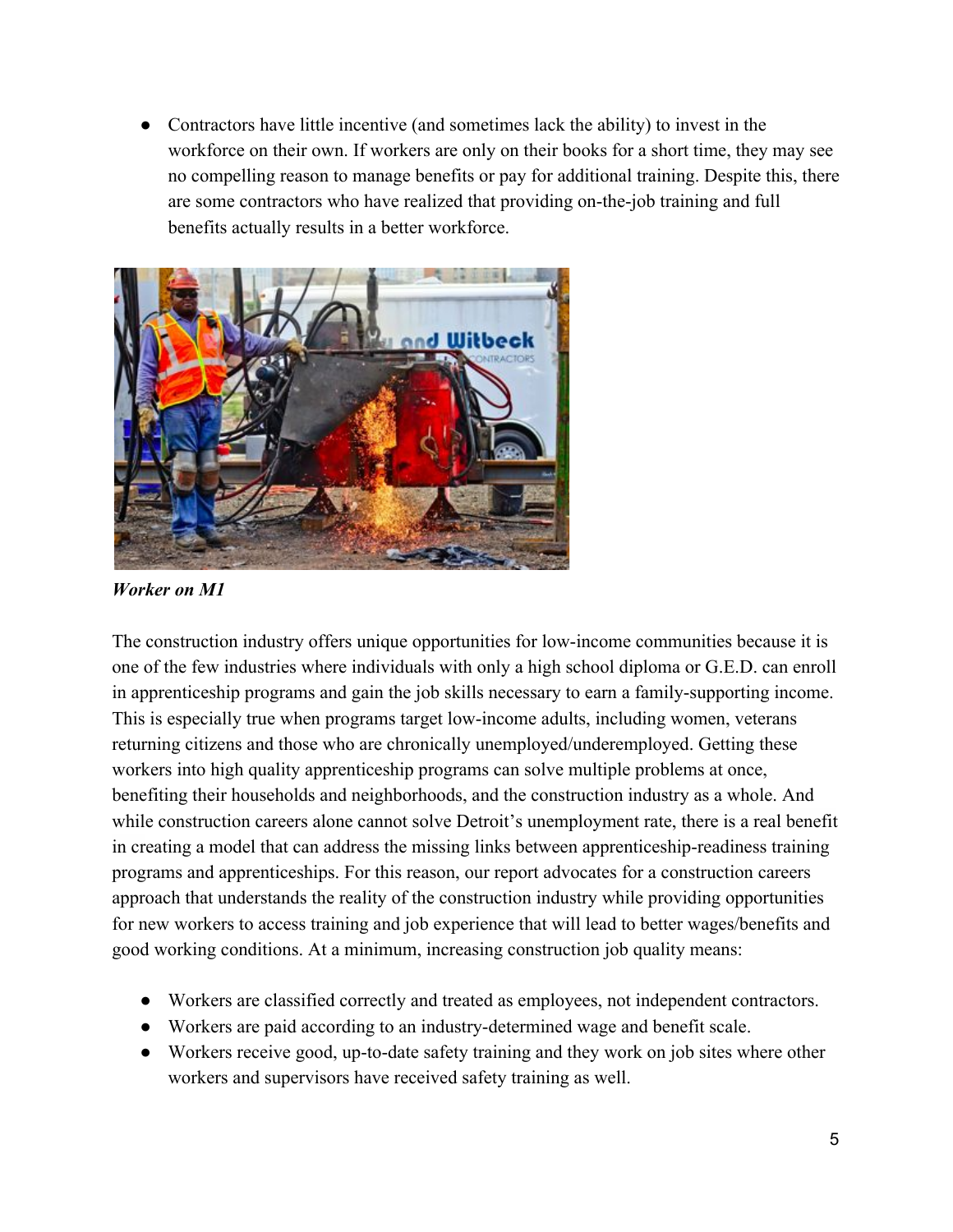- Contractors have little incentive (and sometimes lack the ability) to invest in the workforce on their own. If workers are only on their books for a short time, they may see no compelling reason to manage benefits or pay for additional training. Despite this, there are some contractors who have realized that providing on-the-job training and full benefits actually results in a better workforce.

***Worker on M1***

The construction industry offers unique opportunities for low-income communities because it is one of the few industries where individuals with only a high school diploma or G.E.D. can enroll in apprenticeship programs and gain the job skills necessary to earn a family-supporting income. This is especially true when programs target low-income adults, including women, veterans returning citizens and those who are chronically unemployed/underemployed. Getting these workers into high quality apprenticeship programs can solve multiple problems at once, benefiting their households and neighborhoods, and the construction industry as a whole. And while construction careers alone cannot solve Detroit's unemployment rate, there is a real benefit in creating a model that can address the missing links between apprenticeship-readiness training programs and apprenticeships. For this reason, our report advocates for a construction careers approach that understands the reality of the construction industry while providing opportunities for new workers to access training and job experience that will lead to better wages/benefits and good working conditions. At a minimum, increasing construction job quality means:

- Workers are classified correctly and treated as employees, not independent contractors.
- Workers are paid according to an industry-determined wage and benefit scale.
- Workers receive good, up-to-date safety training and they work on job sites where other workers and supervisors have received safety training as well.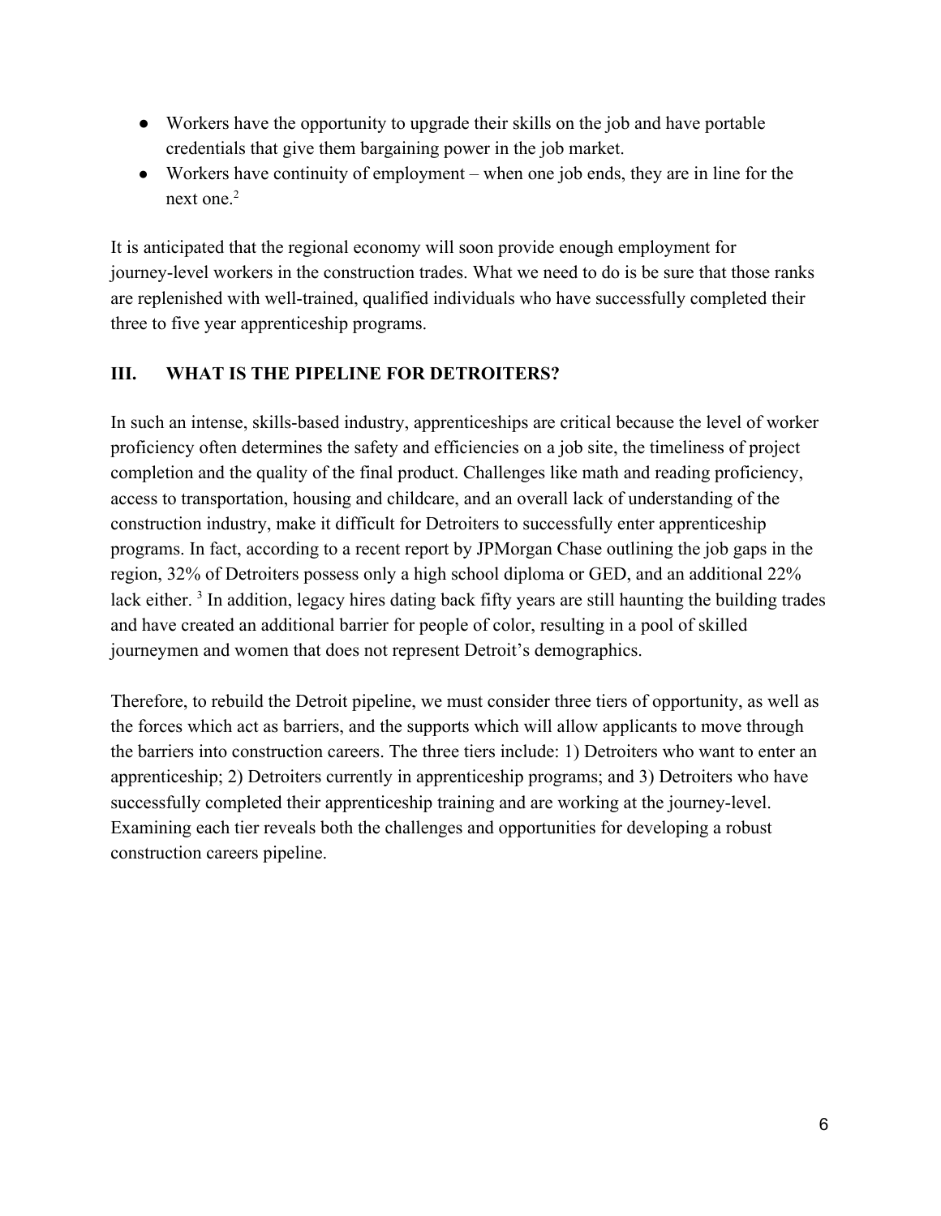- Workers have the opportunity to upgrade their skills on the job and have portable credentials that give them bargaining power in the job market.
- Workers have continuity of employment – when one job ends, they are in line for the next one.[2]

It is anticipated that the regional economy will soon provide enough employment for journey-level workers in the construction trades. What we need to do is be sure that those ranks are replenished with well-trained, qualified individuals who have successfully completed their three to five year apprenticeship programs.

## III. WHAT IS THE PIPELINE FOR DETROITERS?

In such an intense, skills-based industry, apprenticeships are critical because the level of worker proficiency often determines the safety and efficiencies on a job site, the timeliness of project completion and the quality of the final product. Challenges like math and reading proficiency, access to transportation, housing and childcare, and an overall lack of understanding of the construction industry, make it difficult for Detroiters to successfully enter apprenticeship programs. In fact, according to a recent report by JPMorgan Chase outlining the job gaps in the region, 32% of Detroiters possess only a high school diploma or GED, and an additional 22% lack either.[3] In addition, legacy hires dating back fifty years are still haunting the building trades and have created an additional barrier for people of color, resulting in a pool of skilled journeymen and women that does not represent Detroit's demographics.

Therefore, to rebuild the Detroit pipeline, we must consider three tiers of opportunity, as well as the forces which act as barriers, and the supports which will allow applicants to move through the barriers into construction careers. The three tiers include: 1) Detroiters who want to enter an apprenticeship; 2) Detroiters currently in apprenticeship programs; and 3) Detroiters who have successfully completed their apprenticeship training and are working at the journey-level. Examining each tier reveals both the challenges and opportunities for developing a robust construction careers pipeline.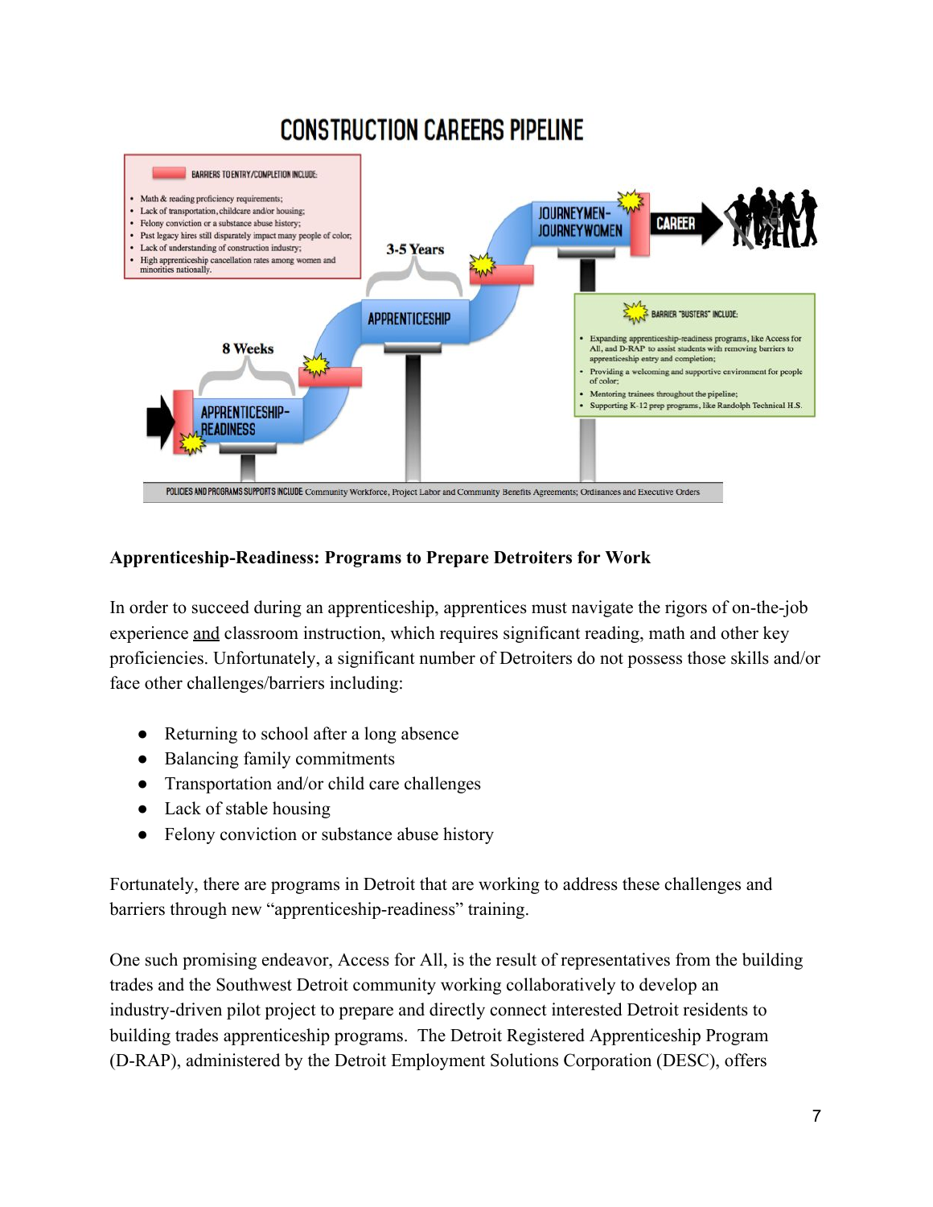CONSTRUCTION CAREERS PIPELINE

BARRIERS TO ENTRY/COMPLETION INCLUDE:

- Math & reading proficiency requirements;
- Lack of transportation, childcare and/or housing;
- Felony conviction or a substance abuse history;
- Past legacy hires still disparately impact many people of color;
- Lack of understanding of construction industry;
- High apprenticeship cancellation rates among women and minorities nationally.

8 Weeks

APPRENTICESHIP-READINESS

3-5 Years

APPRENTICESHIP

JOURNEYMEN-JOURNEYWOMEN

CAREER

BARRIER "BUSTERS" INCLUDE:

- Expanding apprenticeship-readiness programs, like Access for All, and D-RAP to assist students with removing barriers to apprenticeship entry and completion;
- Providing a welcoming and supportive environment for people of color;
- Mentoring trainees throughout the pipeline;
- Supporting K-12 prep programs, like Randolph Technical H.S.

POLICIES AND PROGRAMS SUPPORTS INCLUDE Community Workforce, Project Labor and Community Benefits Agreements; Ordinances and Executive Orders

**Apprenticeship-Readiness: Programs to Prepare Detroiters for Work**

In order to succeed during an apprenticeship, apprentices must navigate the rigors of on-the-job experience and classroom instruction, which requires significant reading, math and other key proficiencies. Unfortunately, a significant number of Detroiters do not possess those skills and/or face other challenges/barriers including:

- Returning to school after a long absence
- Balancing family commitments
- Transportation and/or child care challenges
- Lack of stable housing
- Felony conviction or substance abuse history

Fortunately, there are programs in Detroit that are working to address these challenges and barriers through new "apprenticeship-readiness" training.

One such promising endeavor, Access for All, is the result of representatives from the building trades and the Southwest Detroit community working collaboratively to develop an industry-driven pilot project to prepare and directly connect interested Detroit residents to building trades apprenticeship programs. The Detroit Registered Apprenticeship Program (D-RAP), administered by the Detroit Employment Solutions Corporation (DESC), offers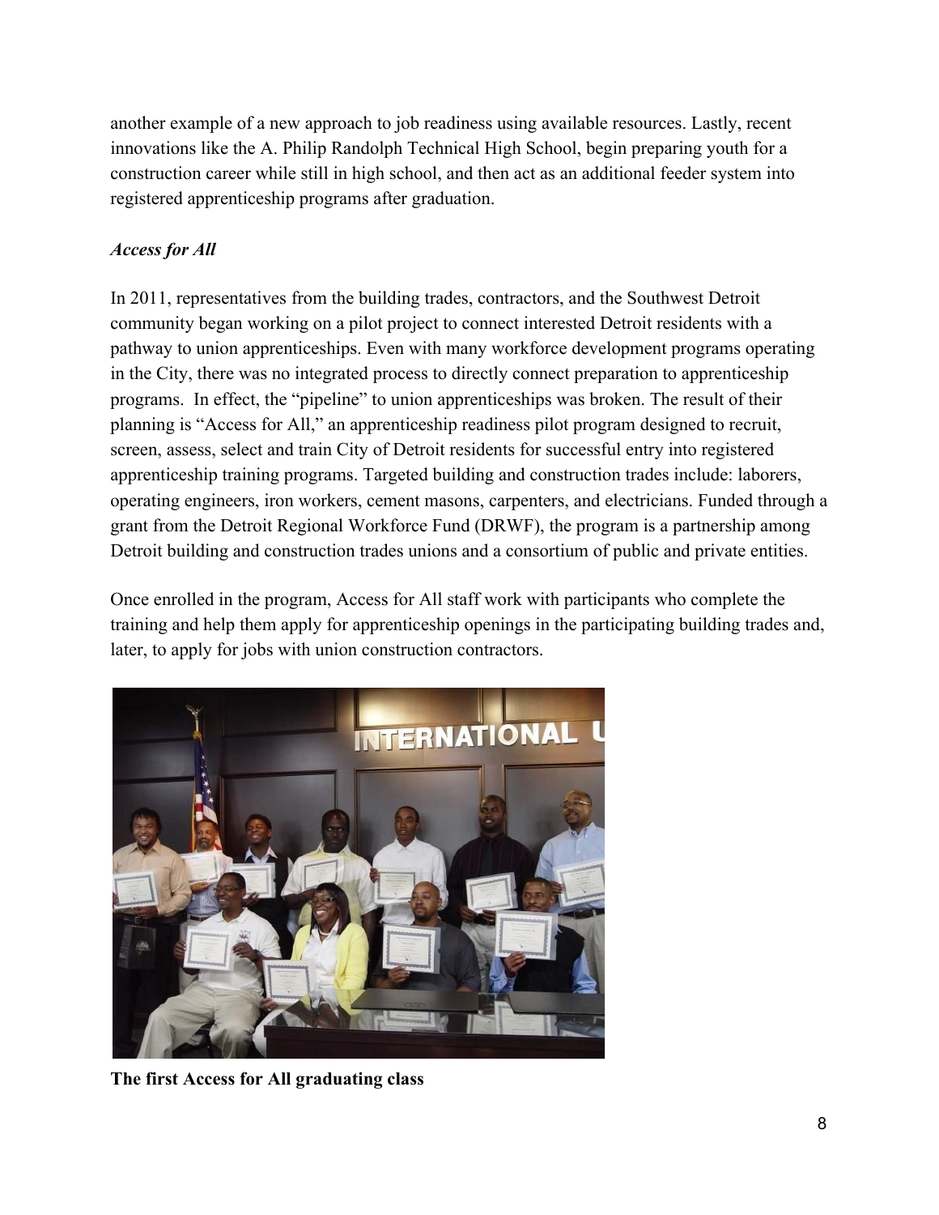another example of a new approach to job readiness using available resources. Lastly, recent innovations like the A. Philip Randolph Technical High School, begin preparing youth for a construction career while still in high school, and then act as an additional feeder system into registered apprenticeship programs after graduation.

***Access for All***

In 2011, representatives from the building trades, contractors, and the Southwest Detroit community began working on a pilot project to connect interested Detroit residents with a pathway to union apprenticeships. Even with many workforce development programs operating in the City, there was no integrated process to directly connect preparation to apprenticeship programs. In effect, the "pipeline" to union apprenticeships was broken. The result of their planning is "Access for All," an apprenticeship readiness pilot program designed to recruit, screen, assess, select and train City of Detroit residents for successful entry into registered apprenticeship training programs. Targeted building and construction trades include: laborers, operating engineers, iron workers, cement masons, carpenters, and electricians. Funded through a grant from the Detroit Regional Workforce Fund (DRWF), the program is a partnership among Detroit building and construction trades unions and a consortium of public and private entities.

Once enrolled in the program, Access for All staff work with participants who complete the training and help them apply for apprenticeship openings in the participating building trades and, later, to apply for jobs with union construction contractors.

**The first Access for All graduating class**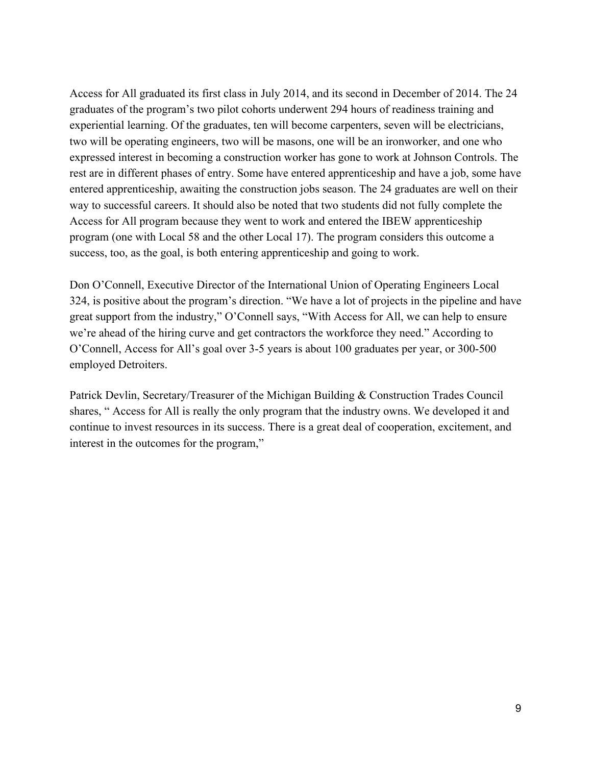Access for All graduated its first class in July 2014, and its second in December of 2014. The 24 graduates of the program's two pilot cohorts underwent 294 hours of readiness training and experiential learning. Of the graduates, ten will become carpenters, seven will be electricians, two will be operating engineers, two will be masons, one will be an ironworker, and one who expressed interest in becoming a construction worker has gone to work at Johnson Controls. The rest are in different phases of entry. Some have entered apprenticeship and have a job, some have entered apprenticeship, awaiting the construction jobs season. The 24 graduates are well on their way to successful careers. It should also be noted that two students did not fully complete the Access for All program because they went to work and entered the IBEW apprenticeship program (one with Local 58 and the other Local 17). The program considers this outcome a success, too, as the goal, is both entering apprenticeship and going to work.

Don O'Connell, Executive Director of the International Union of Operating Engineers Local 324, is positive about the program's direction. "We have a lot of projects in the pipeline and have great support from the industry," O'Connell says, "With Access for All, we can help to ensure we're ahead of the hiring curve and get contractors the workforce they need." According to O'Connell, Access for All's goal over 3-5 years is about 100 graduates per year, or 300-500 employed Detroiters.

Patrick Devlin, Secretary/Treasurer of the Michigan Building & Construction Trades Council shares, " Access for All is really the only program that the industry owns. We developed it and continue to invest resources in its success. There is a great deal of cooperation, excitement, and interest in the outcomes for the program,"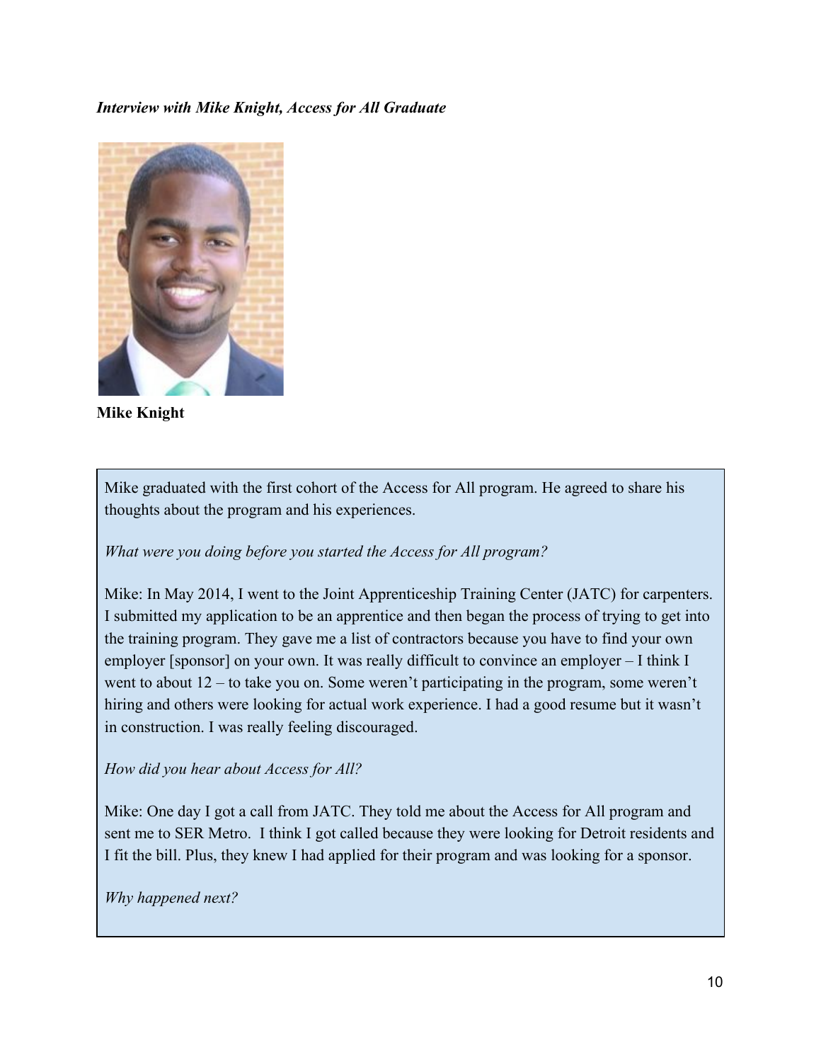***Interview with Mike Knight, Access for All Graduate***

**Mike Knight**

Mike graduated with the first cohort of the Access for All program. He agreed to share his thoughts about the program and his experiences.

*What were you doing before you started the Access for All program?*

Mike: In May 2014, I went to the Joint Apprenticeship Training Center (JATC) for carpenters. I submitted my application to be an apprentice and then began the process of trying to get into the training program. They gave me a list of contractors because you have to find your own employer [sponsor] on your own. It was really difficult to convince an employer – I think I went to about 12 – to take you on. Some weren't participating in the program, some weren't hiring and others were looking for actual work experience. I had a good resume but it wasn't in construction. I was really feeling discouraged.

*How did you hear about Access for All?*

Mike: One day I got a call from JATC. They told me about the Access for All program and sent me to SER Metro. I think I got called because they were looking for Detroit residents and I fit the bill. Plus, they knew I had applied for their program and was looking for a sponsor.

*Why happened next?*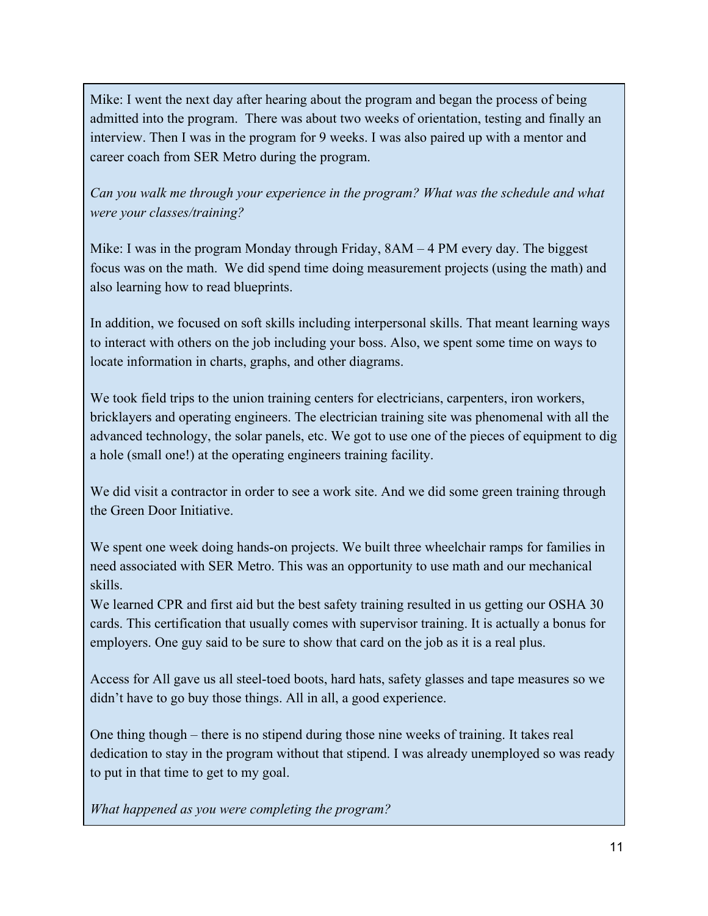Mike: I went the next day after hearing about the program and began the process of being admitted into the program. There was about two weeks of orientation, testing and finally an interview. Then I was in the program for 9 weeks. I was also paired up with a mentor and career coach from SER Metro during the program.

*Can you walk me through your experience in the program? What was the schedule and what were your classes/training?*

Mike: I was in the program Monday through Friday, 8AM – 4 PM every day. The biggest focus was on the math. We did spend time doing measurement projects (using the math) and also learning how to read blueprints.

In addition, we focused on soft skills including interpersonal skills. That meant learning ways to interact with others on the job including your boss. Also, we spent some time on ways to locate information in charts, graphs, and other diagrams.

We took field trips to the union training centers for electricians, carpenters, iron workers, bricklayers and operating engineers. The electrician training site was phenomenal with all the advanced technology, the solar panels, etc. We got to use one of the pieces of equipment to dig a hole (small one!) at the operating engineers training facility.

We did visit a contractor in order to see a work site. And we did some green training through the Green Door Initiative.

We spent one week doing hands-on projects. We built three wheelchair ramps for families in need associated with SER Metro. This was an opportunity to use math and our mechanical skills.
We learned CPR and first aid but the best safety training resulted in us getting our OSHA 30 cards. This certification that usually comes with supervisor training. It is actually a bonus for employers. One guy said to be sure to show that card on the job as it is a real plus.

Access for All gave us all steel-toed boots, hard hats, safety glasses and tape measures so we didn't have to go buy those things. All in all, a good experience.

One thing though – there is no stipend during those nine weeks of training. It takes real dedication to stay in the program without that stipend. I was already unemployed so was ready to put in that time to get to my goal.

*What happened as you were completing the program?*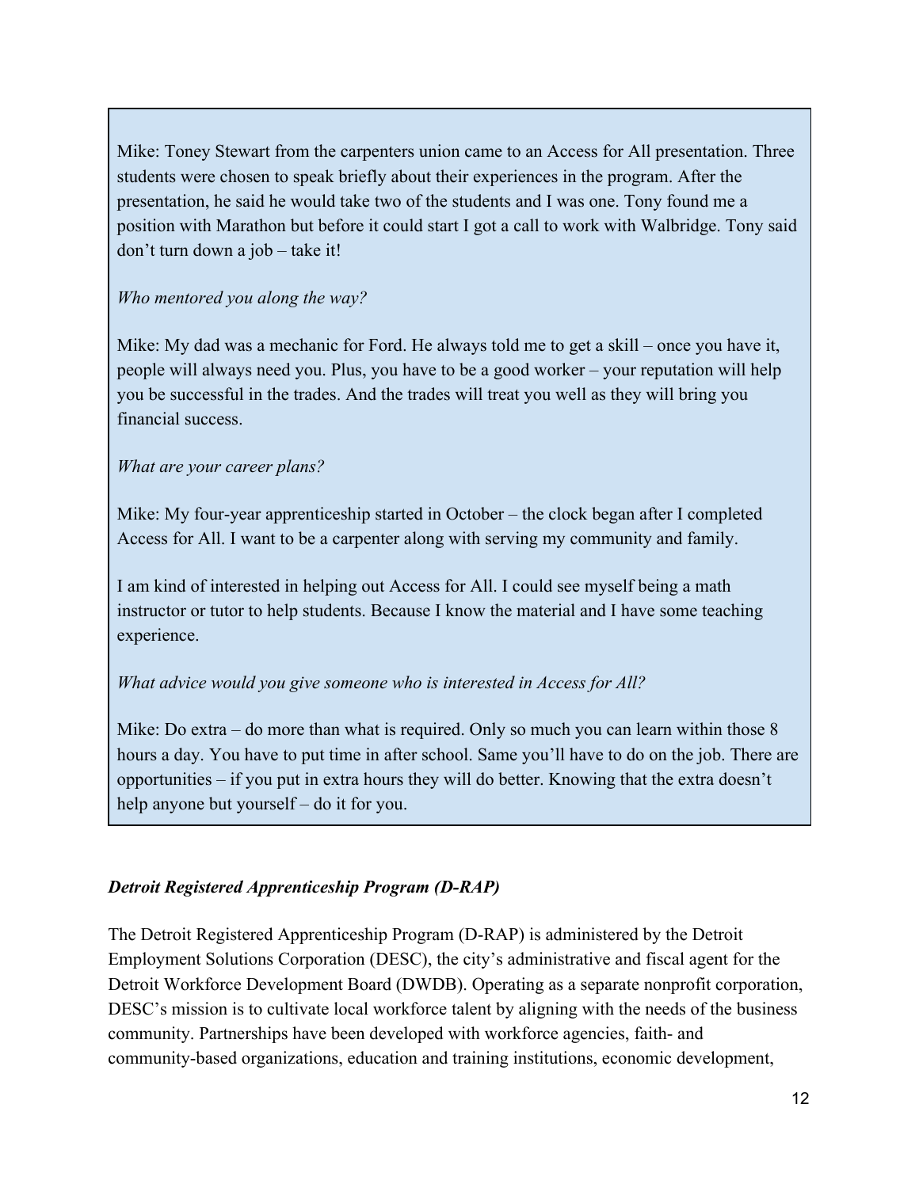Mike: Toney Stewart from the carpenters union came to an Access for All presentation. Three students were chosen to speak briefly about their experiences in the program. After the presentation, he said he would take two of the students and I was one. Tony found me a position with Marathon but before it could start I got a call to work with Walbridge. Tony said don't turn down a job – take it!

*Who mentored you along the way?*

Mike: My dad was a mechanic for Ford. He always told me to get a skill – once you have it, people will always need you. Plus, you have to be a good worker – your reputation will help you be successful in the trades. And the trades will treat you well as they will bring you financial success.

*What are your career plans?*

Mike: My four-year apprenticeship started in October – the clock began after I completed Access for All. I want to be a carpenter along with serving my community and family.

I am kind of interested in helping out Access for All. I could see myself being a math instructor or tutor to help students. Because I know the material and I have some teaching experience.

*What advice would you give someone who is interested in Access for All?*

Mike: Do extra – do more than what is required. Only so much you can learn within those 8 hours a day. You have to put time in after school. Same you'll have to do on the job. There are opportunities – if you put in extra hours they will do better. Knowing that the extra doesn't help anyone but yourself – do it for you.

### ***Detroit Registered Apprenticeship Program (D-RAP)***

The Detroit Registered Apprenticeship Program (D-RAP) is administered by the Detroit Employment Solutions Corporation (DESC), the city's administrative and fiscal agent for the Detroit Workforce Development Board (DWDB). Operating as a separate nonprofit corporation, DESC's mission is to cultivate local workforce talent by aligning with the needs of the business community. Partnerships have been developed with workforce agencies, faith- and community-based organizations, education and training institutions, economic development,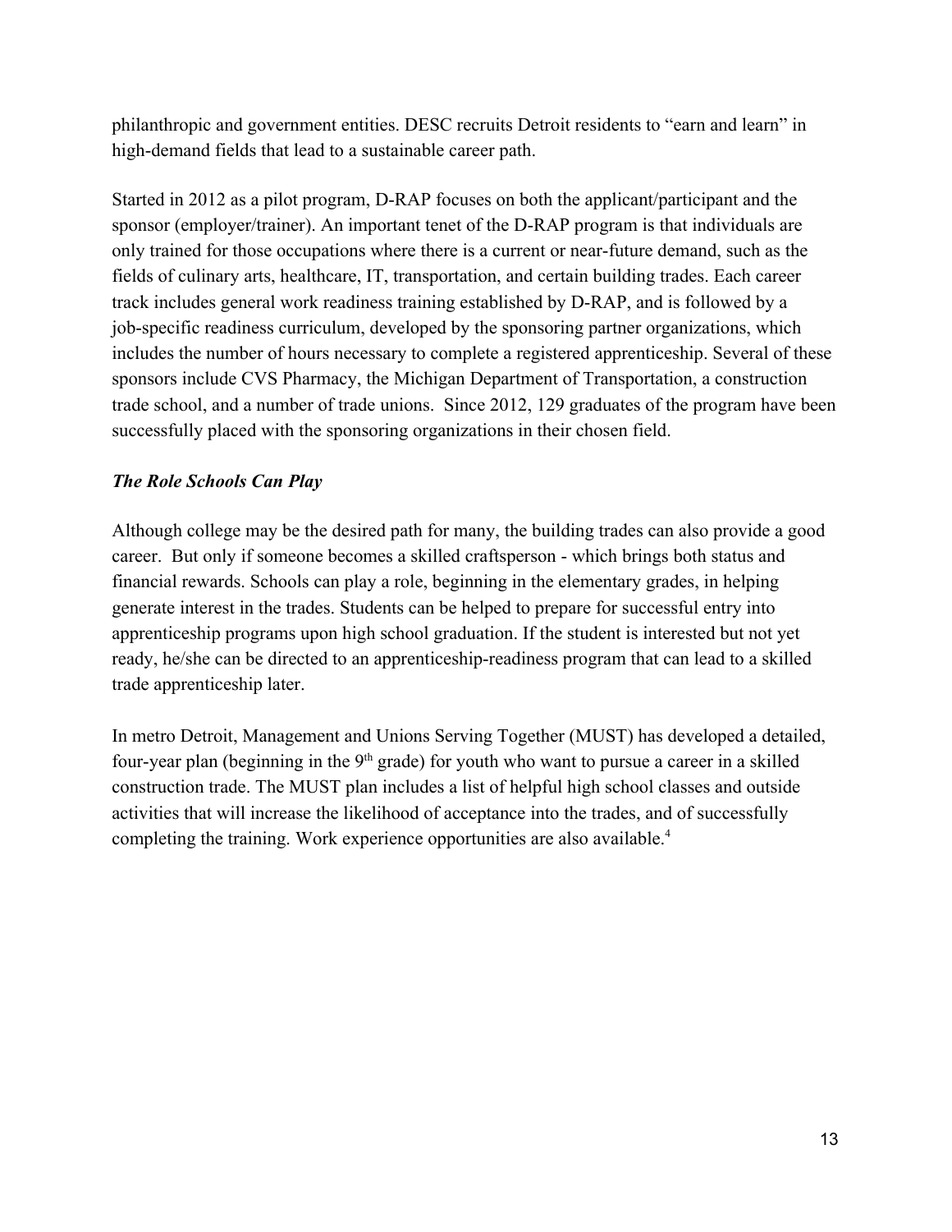philanthropic and government entities. DESC recruits Detroit residents to "earn and learn" in high-demand fields that lead to a sustainable career path.

Started in 2012 as a pilot program, D-RAP focuses on both the applicant/participant and the sponsor (employer/trainer). An important tenet of the D-RAP program is that individuals are only trained for those occupations where there is a current or near-future demand, such as the fields of culinary arts, healthcare, IT, transportation, and certain building trades. Each career track includes general work readiness training established by D-RAP, and is followed by a job-specific readiness curriculum, developed by the sponsoring partner organizations, which includes the number of hours necessary to complete a registered apprenticeship. Several of these sponsors include CVS Pharmacy, the Michigan Department of Transportation, a construction trade school, and a number of trade unions. Since 2012, 129 graduates of the program have been successfully placed with the sponsoring organizations in their chosen field.

***The Role Schools Can Play***

Although college may be the desired path for many, the building trades can also provide a good career. But only if someone becomes a skilled craftsperson - which brings both status and financial rewards. Schools can play a role, beginning in the elementary grades, in helping generate interest in the trades. Students can be helped to prepare for successful entry into apprenticeship programs upon high school graduation. If the student is interested but not yet ready, he/she can be directed to an apprenticeship-readiness program that can lead to a skilled trade apprenticeship later.

In metro Detroit, Management and Unions Serving Together (MUST) has developed a detailed, four-year plan (beginning in the 9th grade) for youth who want to pursue a career in a skilled construction trade. The MUST plan includes a list of helpful high school classes and outside activities that will increase the likelihood of acceptance into the trades, and of successfully completing the training. Work experience opportunities are also available.[4]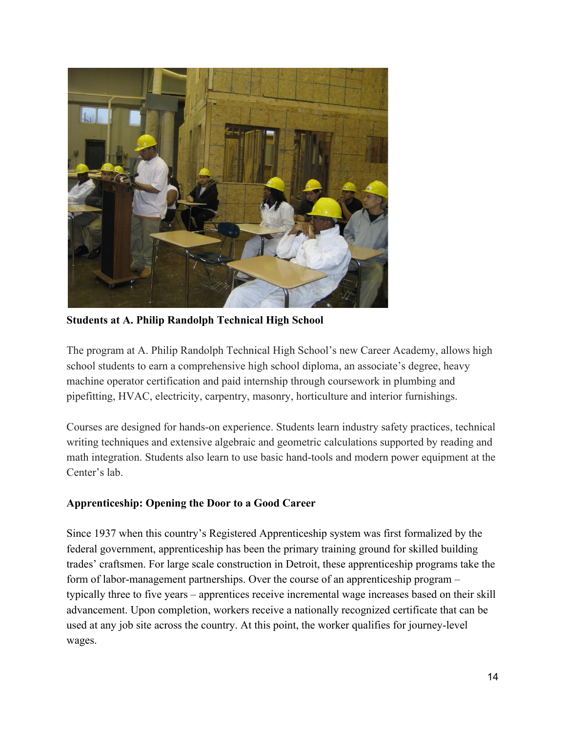**Students at A. Philip Randolph Technical High School**

The program at A. Philip Randolph Technical High School's new Career Academy, allows high school students to earn a comprehensive high school diploma, an associate's degree, heavy machine operator certification and paid internship through coursework in plumbing and pipefitting, HVAC, electricity, carpentry, masonry, horticulture and interior furnishings.

Courses are designed for hands-on experience. Students learn industry safety practices, technical writing techniques and extensive algebraic and geometric calculations supported by reading and math integration. Students also learn to use basic hand-tools and modern power equipment at the Center's lab.

**Apprenticeship: Opening the Door to a Good Career**

Since 1937 when this country's Registered Apprenticeship system was first formalized by the federal government, apprenticeship has been the primary training ground for skilled building trades' craftsmen. For large scale construction in Detroit, these apprenticeship programs take the form of labor-management partnerships. Over the course of an apprenticeship program – typically three to five years – apprentices receive incremental wage increases based on their skill advancement. Upon completion, workers receive a nationally recognized certificate that can be used at any job site across the country. At this point, the worker qualifies for journey-level wages.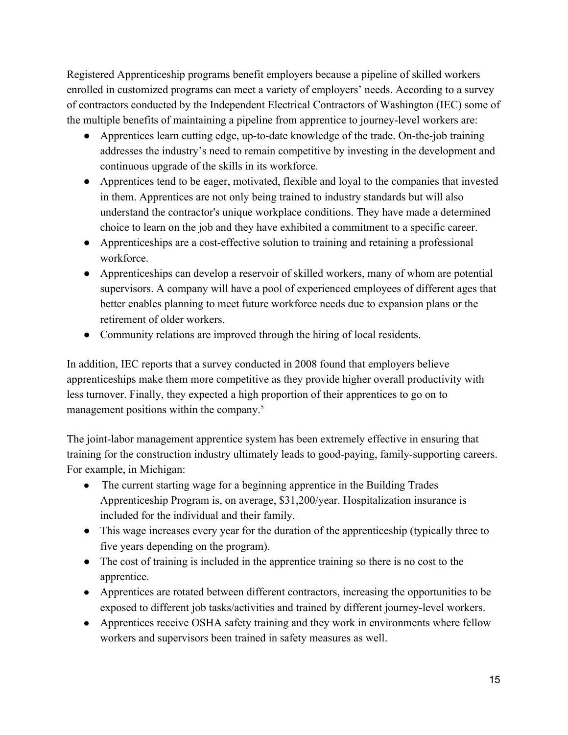Registered Apprenticeship programs benefit employers because a pipeline of skilled workers enrolled in customized programs can meet a variety of employers' needs. According to a survey of contractors conducted by the Independent Electrical Contractors of Washington (IEC) some of the multiple benefits of maintaining a pipeline from apprentice to journey-level workers are:

- Apprentices learn cutting edge, up-to-date knowledge of the trade. On-the-job training addresses the industry's need to remain competitive by investing in the development and continuous upgrade of the skills in its workforce.
- Apprentices tend to be eager, motivated, flexible and loyal to the companies that invested in them. Apprentices are not only being trained to industry standards but will also understand the contractor's unique workplace conditions. They have made a determined choice to learn on the job and they have exhibited a commitment to a specific career.
- Apprenticeships are a cost-effective solution to training and retaining a professional workforce.
- Apprenticeships can develop a reservoir of skilled workers, many of whom are potential supervisors. A company will have a pool of experienced employees of different ages that better enables planning to meet future workforce needs due to expansion plans or the retirement of older workers.
- Community relations are improved through the hiring of local residents.

In addition, IEC reports that a survey conducted in 2008 found that employers believe apprenticeships make them more competitive as they provide higher overall productivity with less turnover. Finally, they expected a high proportion of their apprentices to go on to management positions within the company.[5]

The joint-labor management apprentice system has been extremely effective in ensuring that training for the construction industry ultimately leads to good-paying, family-supporting careers. For example, in Michigan:

- The current starting wage for a beginning apprentice in the Building Trades Apprenticeship Program is, on average, $31,200/year. Hospitalization insurance is included for the individual and their family.
- This wage increases every year for the duration of the apprenticeship (typically three to five years depending on the program).
- The cost of training is included in the apprentice training so there is no cost to the apprentice.
- Apprentices are rotated between different contractors, increasing the opportunities to be exposed to different job tasks/activities and trained by different journey-level workers.
- Apprentices receive OSHA safety training and they work in environments where fellow workers and supervisors been trained in safety measures as well.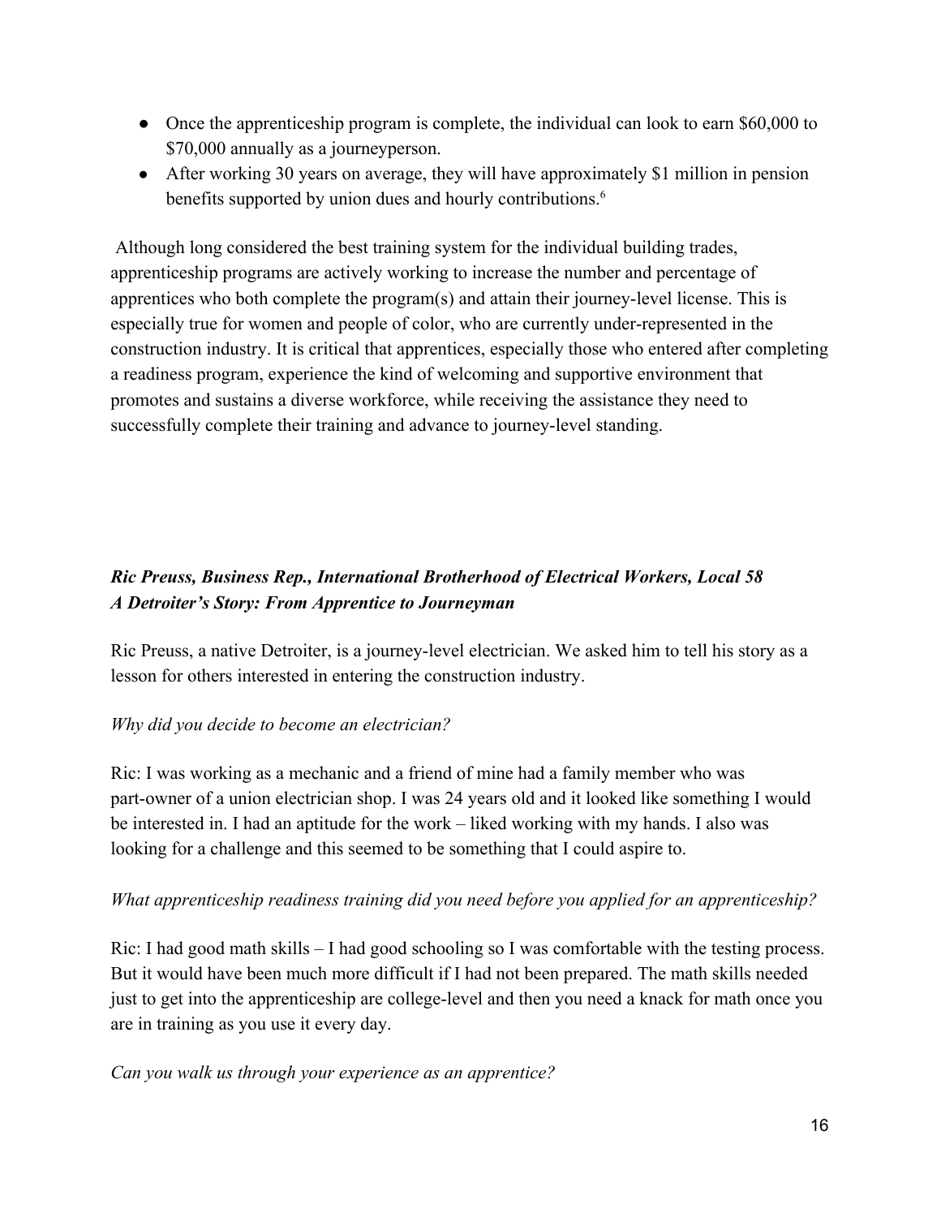- Once the apprenticeship program is complete, the individual can look to earn $60,000 to $70,000 annually as a journeyperson.
- After working 30 years on average, they will have approximately $1 million in pension benefits supported by union dues and hourly contributions.[6]

Although long considered the best training system for the individual building trades, apprenticeship programs are actively working to increase the number and percentage of apprentices who both complete the program(s) and attain their journey-level license. This is especially true for women and people of color, who are currently under-represented in the construction industry. It is critical that apprentices, especially those who entered after completing a readiness program, experience the kind of welcoming and supportive environment that promotes and sustains a diverse workforce, while receiving the assistance they need to successfully complete their training and advance to journey-level standing.

***Ric Preuss, Business Rep., International Brotherhood of Electrical Workers, Local 58***
***A Detroiter's Story: From Apprentice to Journeyman***

Ric Preuss, a native Detroiter, is a journey-level electrician. We asked him to tell his story as a lesson for others interested in entering the construction industry.

*Why did you decide to become an electrician?*

Ric: I was working as a mechanic and a friend of mine had a family member who was part-owner of a union electrician shop. I was 24 years old and it looked like something I would be interested in. I had an aptitude for the work – liked working with my hands. I also was looking for a challenge and this seemed to be something that I could aspire to.

*What apprenticeship readiness training did you need before you applied for an apprenticeship?*

Ric: I had good math skills – I had good schooling so I was comfortable with the testing process. But it would have been much more difficult if I had not been prepared. The math skills needed just to get into the apprenticeship are college-level and then you need a knack for math once you are in training as you use it every day.

*Can you walk us through your experience as an apprentice?*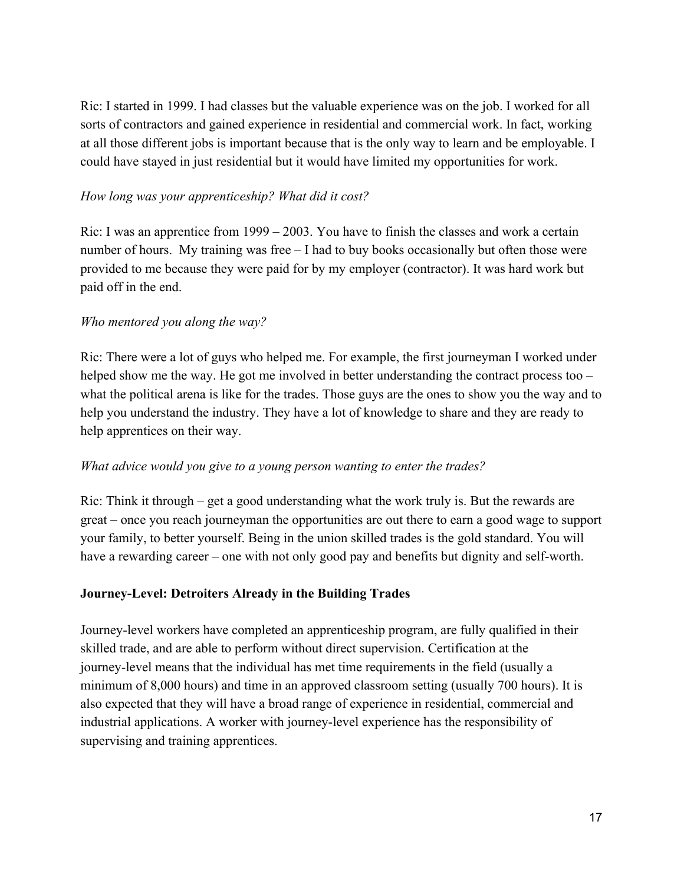Ric: I started in 1999. I had classes but the valuable experience was on the job. I worked for all sorts of contractors and gained experience in residential and commercial work. In fact, working at all those different jobs is important because that is the only way to learn and be employable. I could have stayed in just residential but it would have limited my opportunities for work.

*How long was your apprenticeship? What did it cost?*

Ric: I was an apprentice from 1999 – 2003. You have to finish the classes and work a certain number of hours. My training was free – I had to buy books occasionally but often those were provided to me because they were paid for by my employer (contractor). It was hard work but paid off in the end.

*Who mentored you along the way?*

Ric: There were a lot of guys who helped me. For example, the first journeyman I worked under helped show me the way. He got me involved in better understanding the contract process too – what the political arena is like for the trades. Those guys are the ones to show you the way and to help you understand the industry. They have a lot of knowledge to share and they are ready to help apprentices on their way.

*What advice would you give to a young person wanting to enter the trades?*

Ric: Think it through – get a good understanding what the work truly is. But the rewards are great – once you reach journeyman the opportunities are out there to earn a good wage to support your family, to better yourself. Being in the union skilled trades is the gold standard. You will have a rewarding career – one with not only good pay and benefits but dignity and self-worth.

**Journey-Level: Detroiters Already in the Building Trades**

Journey-level workers have completed an apprenticeship program, are fully qualified in their skilled trade, and are able to perform without direct supervision. Certification at the journey-level means that the individual has met time requirements in the field (usually a minimum of 8,000 hours) and time in an approved classroom setting (usually 700 hours). It is also expected that they will have a broad range of experience in residential, commercial and industrial applications. A worker with journey-level experience has the responsibility of supervising and training apprentices.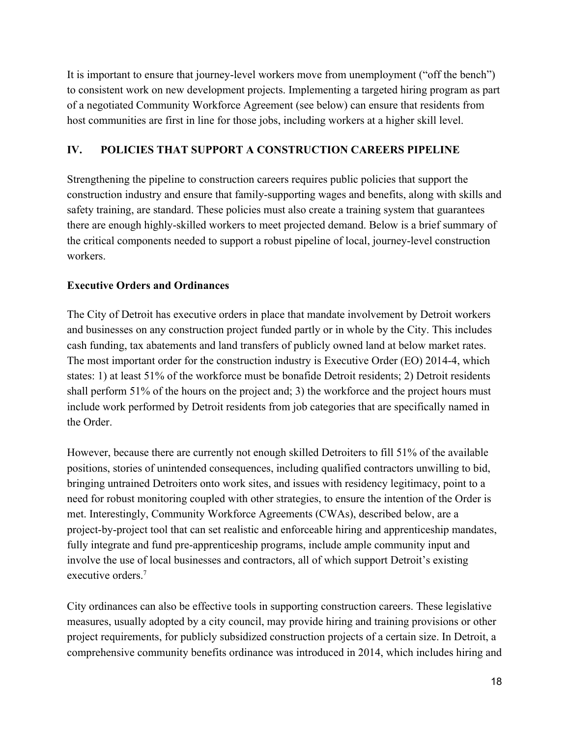It is important to ensure that journey-level workers move from unemployment ("off the bench") to consistent work on new development projects. Implementing a targeted hiring program as part of a negotiated Community Workforce Agreement (see below) can ensure that residents from host communities are first in line for those jobs, including workers at a higher skill level.

## IV. POLICIES THAT SUPPORT A CONSTRUCTION CAREERS PIPELINE

Strengthening the pipeline to construction careers requires public policies that support the construction industry and ensure that family-supporting wages and benefits, along with skills and safety training, are standard. These policies must also create a training system that guarantees there are enough highly-skilled workers to meet projected demand. Below is a brief summary of the critical components needed to support a robust pipeline of local, journey-level construction workers.

### Executive Orders and Ordinances

The City of Detroit has executive orders in place that mandate involvement by Detroit workers and businesses on any construction project funded partly or in whole by the City. This includes cash funding, tax abatements and land transfers of publicly owned land at below market rates. The most important order for the construction industry is Executive Order (EO) 2014-4, which states: 1) at least 51% of the workforce must be bonafide Detroit residents; 2) Detroit residents shall perform 51% of the hours on the project and; 3) the workforce and the project hours must include work performed by Detroit residents from job categories that are specifically named in the Order.

However, because there are currently not enough skilled Detroiters to fill 51% of the available positions, stories of unintended consequences, including qualified contractors unwilling to bid, bringing untrained Detroiters onto work sites, and issues with residency legitimacy, point to a need for robust monitoring coupled with other strategies, to ensure the intention of the Order is met. Interestingly, Community Workforce Agreements (CWAs), described below, are a project-by-project tool that can set realistic and enforceable hiring and apprenticeship mandates, fully integrate and fund pre-apprenticeship programs, include ample community input and involve the use of local businesses and contractors, all of which support Detroit's existing executive orders.[7]

City ordinances can also be effective tools in supporting construction careers. These legislative measures, usually adopted by a city council, may provide hiring and training provisions or other project requirements, for publicly subsidized construction projects of a certain size. In Detroit, a comprehensive community benefits ordinance was introduced in 2014, which includes hiring and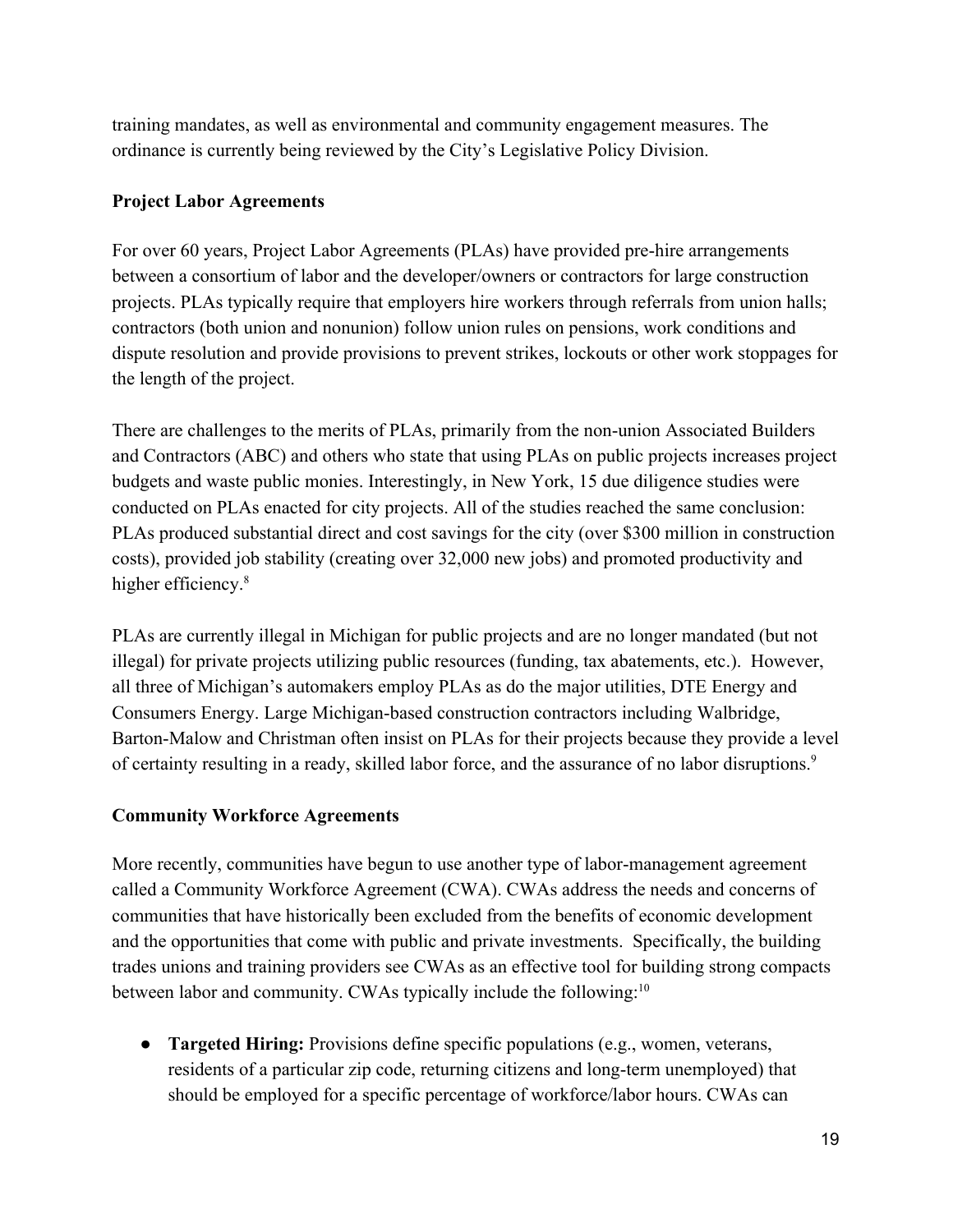training mandates, as well as environmental and community engagement measures. The ordinance is currently being reviewed by the City's Legislative Policy Division.

**Project Labor Agreements**

For over 60 years, Project Labor Agreements (PLAs) have provided pre-hire arrangements between a consortium of labor and the developer/owners or contractors for large construction projects. PLAs typically require that employers hire workers through referrals from union halls; contractors (both union and nonunion) follow union rules on pensions, work conditions and dispute resolution and provide provisions to prevent strikes, lockouts or other work stoppages for the length of the project.

There are challenges to the merits of PLAs, primarily from the non-union Associated Builders and Contractors (ABC) and others who state that using PLAs on public projects increases project budgets and waste public monies. Interestingly, in New York, 15 due diligence studies were conducted on PLAs enacted for city projects. All of the studies reached the same conclusion: PLAs produced substantial direct and cost savings for the city (over $300 million in construction costs), provided job stability (creating over 32,000 new jobs) and promoted productivity and higher efficiency.[8]

PLAs are currently illegal in Michigan for public projects and are no longer mandated (but not illegal) for private projects utilizing public resources (funding, tax abatements, etc.). However, all three of Michigan's automakers employ PLAs as do the major utilities, DTE Energy and Consumers Energy. Large Michigan-based construction contractors including Walbridge, Barton-Malow and Christman often insist on PLAs for their projects because they provide a level of certainty resulting in a ready, skilled labor force, and the assurance of no labor disruptions.[9]

**Community Workforce Agreements**

More recently, communities have begun to use another type of labor-management agreement called a Community Workforce Agreement (CWA). CWAs address the needs and concerns of communities that have historically been excluded from the benefits of economic development and the opportunities that come with public and private investments. Specifically, the building trades unions and training providers see CWAs as an effective tool for building strong compacts between labor and community. CWAs typically include the following:[10]

- **Targeted Hiring:** Provisions define specific populations (e.g., women, veterans, residents of a particular zip code, returning citizens and long-term unemployed) that should be employed for a specific percentage of workforce/labor hours. CWAs can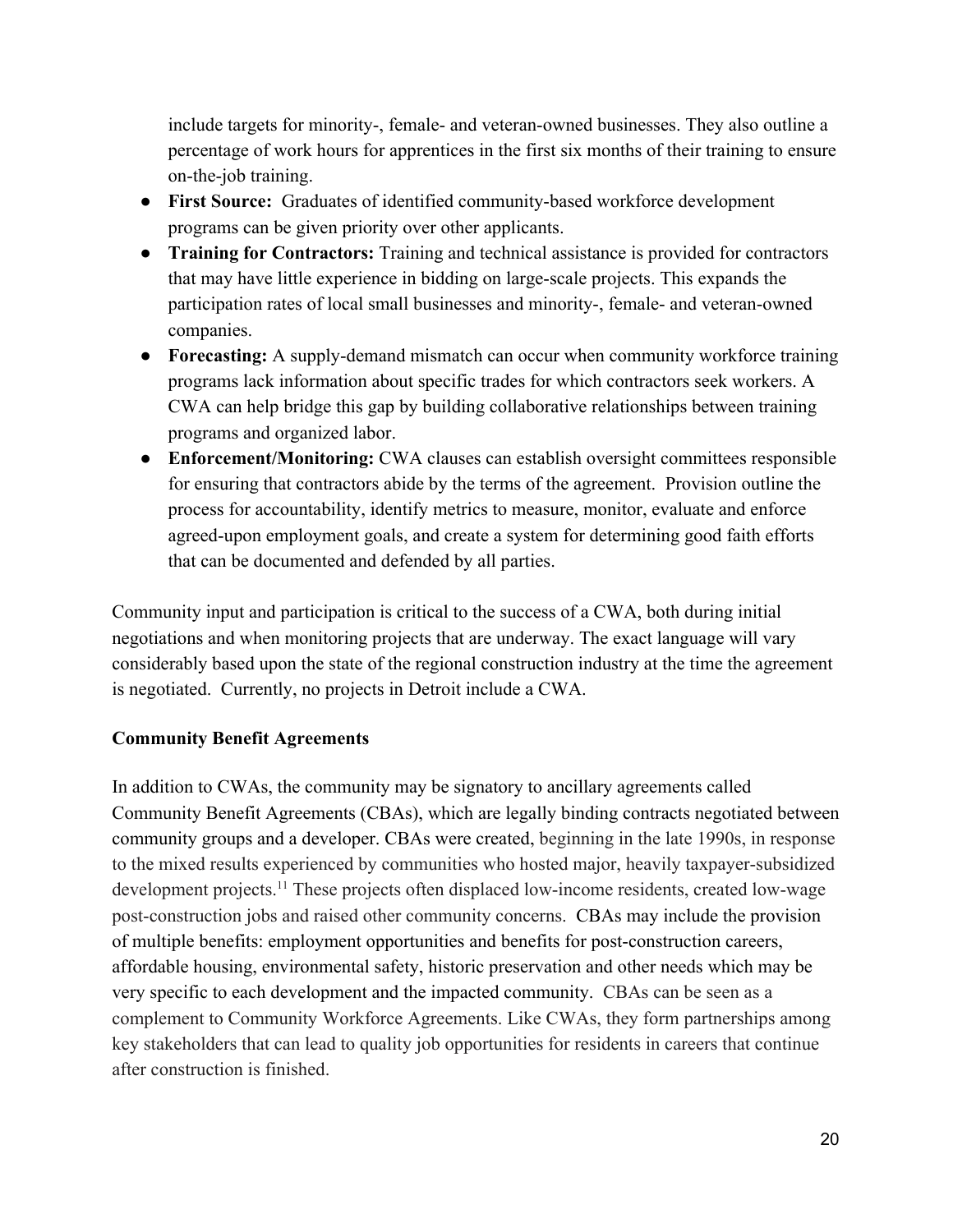include targets for minority-, female- and veteran-owned businesses. They also outline a percentage of work hours for apprentices in the first six months of their training to ensure on-the-job training.

- **First Source:** Graduates of identified community-based workforce development programs can be given priority over other applicants.
- **Training for Contractors:** Training and technical assistance is provided for contractors that may have little experience in bidding on large-scale projects. This expands the participation rates of local small businesses and minority-, female- and veteran-owned companies.
- **Forecasting:** A supply-demand mismatch can occur when community workforce training programs lack information about specific trades for which contractors seek workers. A CWA can help bridge this gap by building collaborative relationships between training programs and organized labor.
- **Enforcement/Monitoring:** CWA clauses can establish oversight committees responsible for ensuring that contractors abide by the terms of the agreement. Provision outline the process for accountability, identify metrics to measure, monitor, evaluate and enforce agreed-upon employment goals, and create a system for determining good faith efforts that can be documented and defended by all parties.

Community input and participation is critical to the success of a CWA, both during initial negotiations and when monitoring projects that are underway. The exact language will vary considerably based upon the state of the regional construction industry at the time the agreement is negotiated. Currently, no projects in Detroit include a CWA.

**Community Benefit Agreements**

In addition to CWAs, the community may be signatory to ancillary agreements called Community Benefit Agreements (CBAs), which are legally binding contracts negotiated between community groups and a developer. CBAs were created, beginning in the late 1990s, in response to the mixed results experienced by communities who hosted major, heavily taxpayer-subsidized development projects.[11] These projects often displaced low-income residents, created low-wage post-construction jobs and raised other community concerns. CBAs may include the provision of multiple benefits: employment opportunities and benefits for post-construction careers, affordable housing, environmental safety, historic preservation and other needs which may be very specific to each development and the impacted community. CBAs can be seen as a complement to Community Workforce Agreements. Like CWAs, they form partnerships among key stakeholders that can lead to quality job opportunities for residents in careers that continue after construction is finished.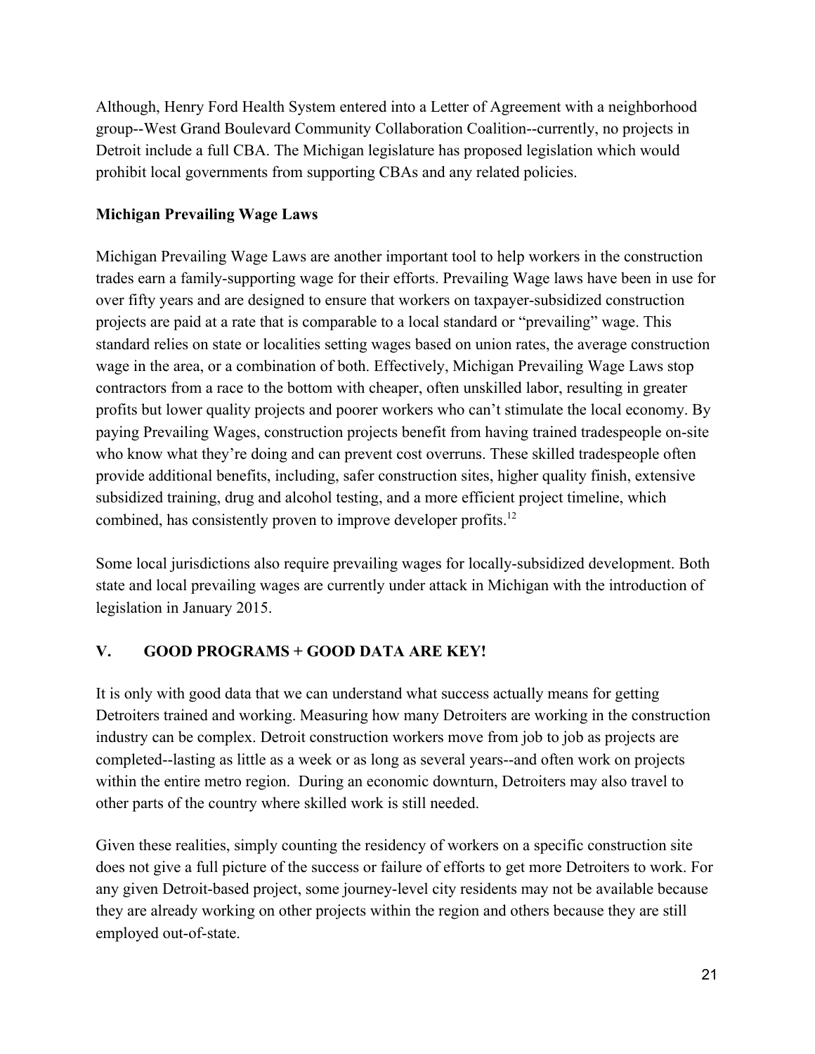Although, Henry Ford Health System entered into a Letter of Agreement with a neighborhood group--West Grand Boulevard Community Collaboration Coalition--currently, no projects in Detroit include a full CBA. The Michigan legislature has proposed legislation which would prohibit local governments from supporting CBAs and any related policies.

**Michigan Prevailing Wage Laws**

Michigan Prevailing Wage Laws are another important tool to help workers in the construction trades earn a family-supporting wage for their efforts. Prevailing Wage laws have been in use for over fifty years and are designed to ensure that workers on taxpayer-subsidized construction projects are paid at a rate that is comparable to a local standard or "prevailing" wage. This standard relies on state or localities setting wages based on union rates, the average construction wage in the area, or a combination of both. Effectively, Michigan Prevailing Wage Laws stop contractors from a race to the bottom with cheaper, often unskilled labor, resulting in greater profits but lower quality projects and poorer workers who can't stimulate the local economy. By paying Prevailing Wages, construction projects benefit from having trained tradespeople on-site who know what they're doing and can prevent cost overruns. These skilled tradespeople often provide additional benefits, including, safer construction sites, higher quality finish, extensive subsidized training, drug and alcohol testing, and a more efficient project timeline, which combined, has consistently proven to improve developer profits.[12]

Some local jurisdictions also require prevailing wages for locally-subsidized development. Both state and local prevailing wages are currently under attack in Michigan with the introduction of legislation in January 2015.

## V. GOOD PROGRAMS + GOOD DATA ARE KEY!

It is only with good data that we can understand what success actually means for getting Detroiters trained and working. Measuring how many Detroiters are working in the construction industry can be complex. Detroit construction workers move from job to job as projects are completed--lasting as little as a week or as long as several years--and often work on projects within the entire metro region. During an economic downturn, Detroiters may also travel to other parts of the country where skilled work is still needed.

Given these realities, simply counting the residency of workers on a specific construction site does not give a full picture of the success or failure of efforts to get more Detroiters to work. For any given Detroit-based project, some journey-level city residents may not be available because they are already working on other projects within the region and others because they are still employed out-of-state.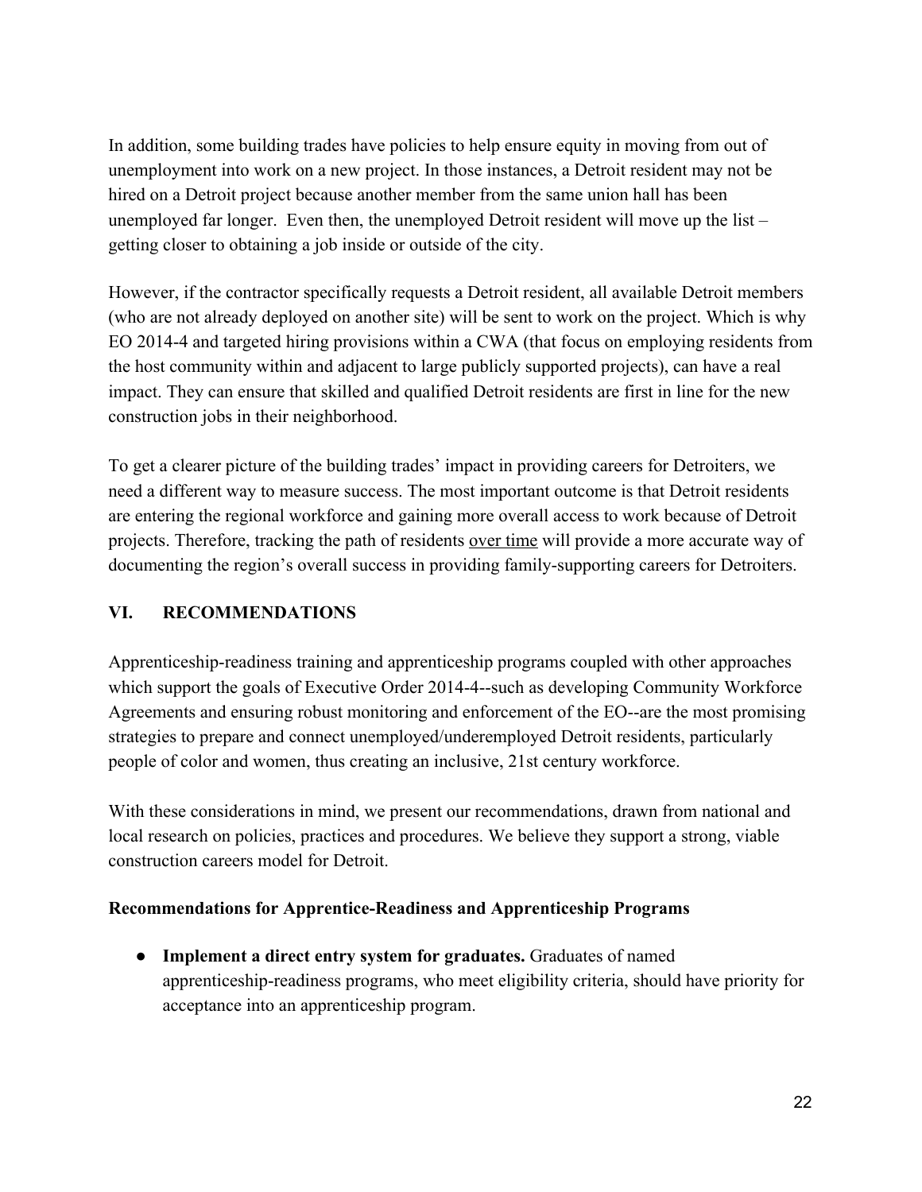In addition, some building trades have policies to help ensure equity in moving from out of unemployment into work on a new project. In those instances, a Detroit resident may not be hired on a Detroit project because another member from the same union hall has been unemployed far longer. Even then, the unemployed Detroit resident will move up the list – getting closer to obtaining a job inside or outside of the city.

However, if the contractor specifically requests a Detroit resident, all available Detroit members (who are not already deployed on another site) will be sent to work on the project. Which is why EO 2014-4 and targeted hiring provisions within a CWA (that focus on employing residents from the host community within and adjacent to large publicly supported projects), can have a real impact. They can ensure that skilled and qualified Detroit residents are first in line for the new construction jobs in their neighborhood.

To get a clearer picture of the building trades' impact in providing careers for Detroiters, we need a different way to measure success. The most important outcome is that Detroit residents are entering the regional workforce and gaining more overall access to work because of Detroit projects. Therefore, tracking the path of residents <u>over time</u> will provide a more accurate way of documenting the region's overall success in providing family-supporting careers for Detroiters.

## VI. RECOMMENDATIONS

Apprenticeship-readiness training and apprenticeship programs coupled with other approaches which support the goals of Executive Order 2014-4--such as developing Community Workforce Agreements and ensuring robust monitoring and enforcement of the EO--are the most promising strategies to prepare and connect unemployed/underemployed Detroit residents, particularly people of color and women, thus creating an inclusive, 21st century workforce.

With these considerations in mind, we present our recommendations, drawn from national and local research on policies, practices and procedures. We believe they support a strong, viable construction careers model for Detroit.

**Recommendations for Apprentice-Readiness and Apprenticeship Programs**

- **Implement a direct entry system for graduates.** Graduates of named apprenticeship-readiness programs, who meet eligibility criteria, should have priority for acceptance into an apprenticeship program.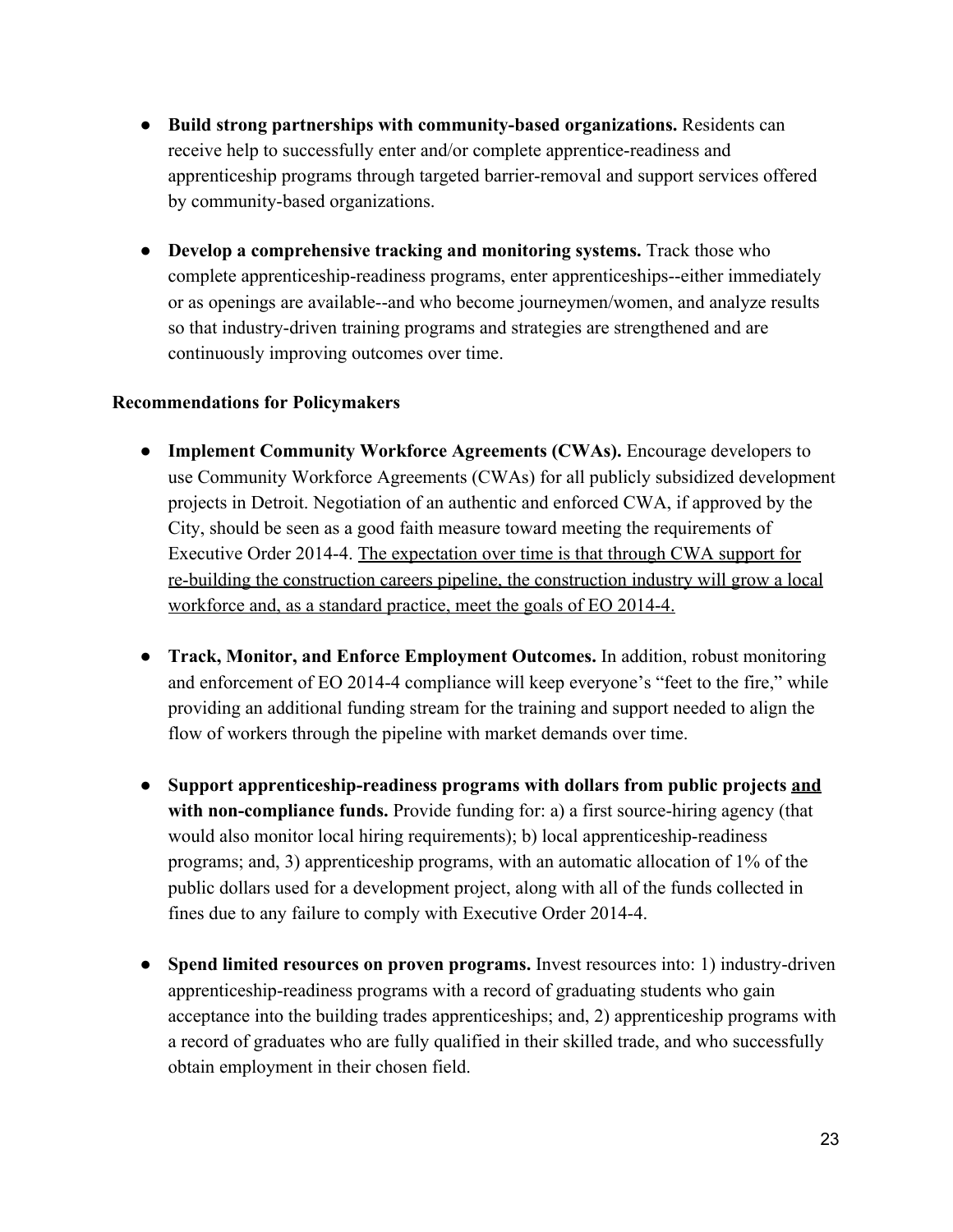- **Build strong partnerships with community-based organizations.** Residents can receive help to successfully enter and/or complete apprentice-readiness and apprenticeship programs through targeted barrier-removal and support services offered by community-based organizations.

- **Develop a comprehensive tracking and monitoring systems.** Track those who complete apprenticeship-readiness programs, enter apprenticeships--either immediately or as openings are available--and who become journeymen/women, and analyze results so that industry-driven training programs and strategies are strengthened and are continuously improving outcomes over time.

**Recommendations for Policymakers**

- **Implement Community Workforce Agreements (CWAs).** Encourage developers to use Community Workforce Agreements (CWAs) for all publicly subsidized development projects in Detroit. Negotiation of an authentic and enforced CWA, if approved by the City, should be seen as a good faith measure toward meeting the requirements of Executive Order 2014-4. <u>The expectation over time is that through CWA support for re-building the construction careers pipeline, the construction industry will grow a local workforce and, as a standard practice, meet the goals of EO 2014-4.</u>

- **Track, Monitor, and Enforce Employment Outcomes.** In addition, robust monitoring and enforcement of EO 2014-4 compliance will keep everyone's "feet to the fire," while providing an additional funding stream for the training and support needed to align the flow of workers through the pipeline with market demands over time.

- **Support apprenticeship-readiness programs with dollars from public projects <u>and</u> with non-compliance funds.** Provide funding for: a) a first source-hiring agency (that would also monitor local hiring requirements); b) local apprenticeship-readiness programs; and, 3) apprenticeship programs, with an automatic allocation of 1% of the public dollars used for a development project, along with all of the funds collected in fines due to any failure to comply with Executive Order 2014-4.

- **Spend limited resources on proven programs.** Invest resources into: 1) industry-driven apprenticeship-readiness programs with a record of graduating students who gain acceptance into the building trades apprenticeships; and, 2) apprenticeship programs with a record of graduates who are fully qualified in their skilled trade, and who successfully obtain employment in their chosen field.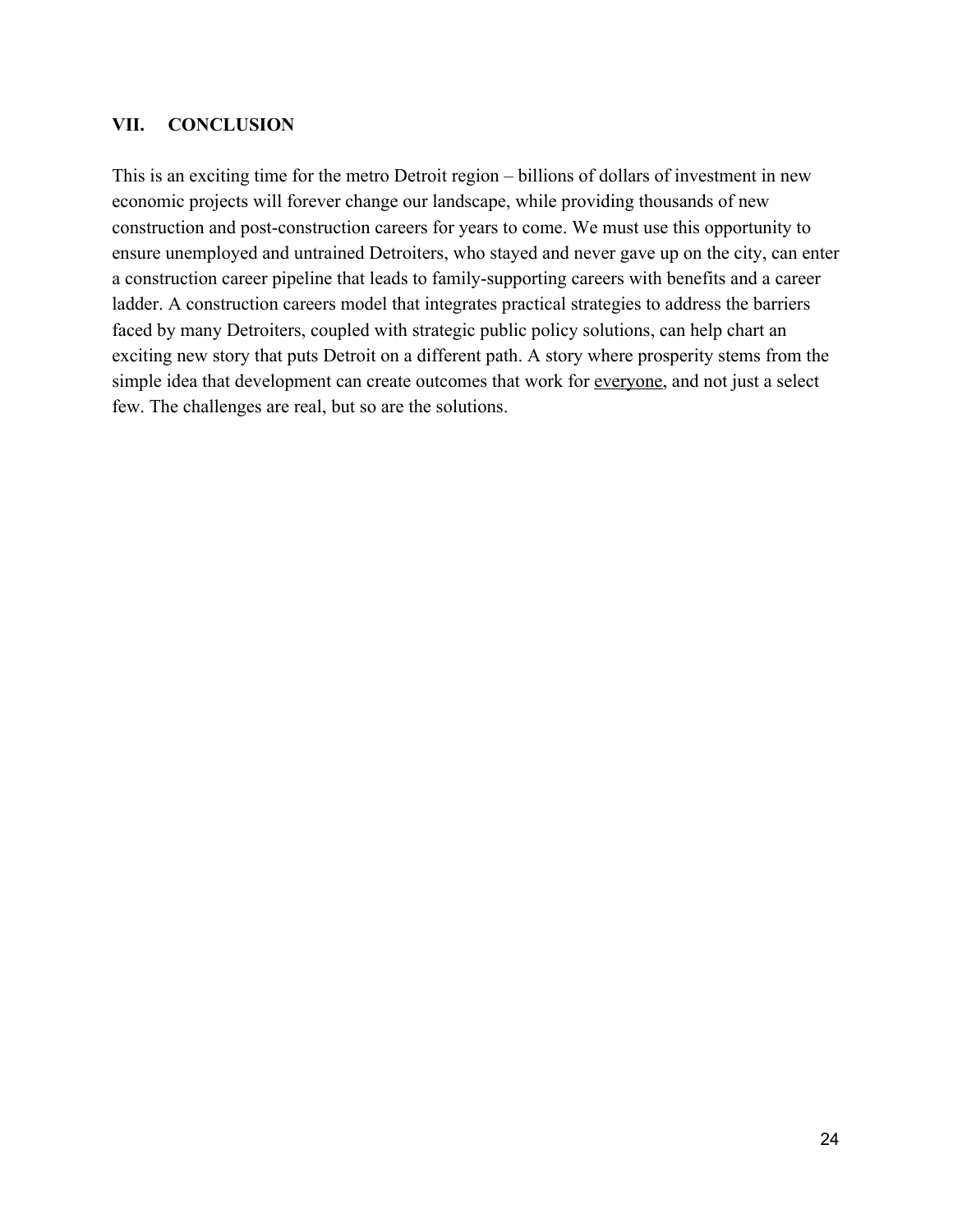## VII. CONCLUSION

This is an exciting time for the metro Detroit region – billions of dollars of investment in new economic projects will forever change our landscape, while providing thousands of new construction and post-construction careers for years to come. We must use this opportunity to ensure unemployed and untrained Detroiters, who stayed and never gave up on the city, can enter a construction career pipeline that leads to family-supporting careers with benefits and a career ladder. A construction careers model that integrates practical strategies to address the barriers faced by many Detroiters, coupled with strategic public policy solutions, can help chart an exciting new story that puts Detroit on a different path. A story where prosperity stems from the simple idea that development can create outcomes that work for <u>everyone</u>, and not just a select few. The challenges are real, but so are the solutions.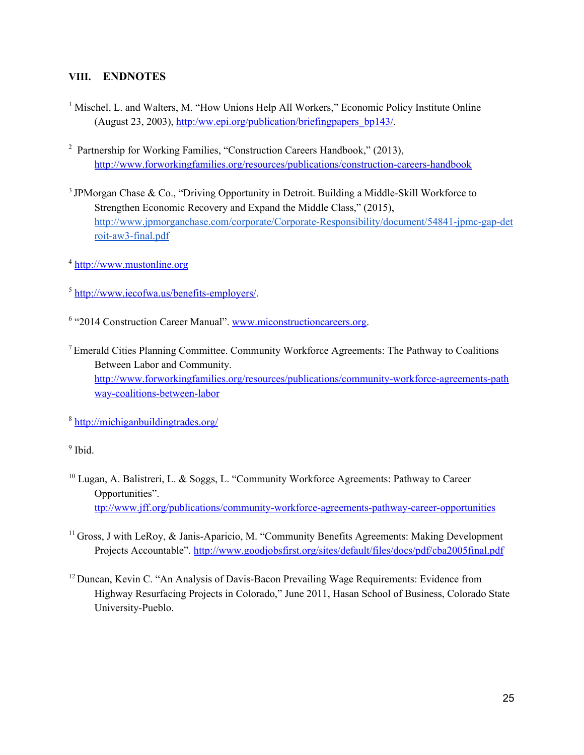## VIII. ENDNOTES

[1] Mischel, L. and Walters, M. "How Unions Help All Workers," Economic Policy Institute Online (August 23, 2003), http:/ww.epi.org/publication/briefingpapers_bp143/.

[2] Partnership for Working Families, "Construction Careers Handbook," (2013), http://www.forworkingfamilies.org/resources/publications/construction-careers-handbook

[3] JPMorgan Chase & Co., "Driving Opportunity in Detroit. Building a Middle-Skill Workforce to Strengthen Economic Recovery and Expand the Middle Class," (2015), http://www.jpmorganchase.com/corporate/Corporate-Responsibility/document/54841-jpmc-gap-detroit-aw3-final.pdf

[4] http://www.mustonline.org

[5] http://www.iecofwa.us/benefits-employers/.

[6] "2014 Construction Career Manual". www.miconstructioncareers.org.

[7] Emerald Cities Planning Committee. Community Workforce Agreements: The Pathway to Coalitions Between Labor and Community. http://www.forworkingfamilies.org/resources/publications/community-workforce-agreements-pathway-coalitions-between-labor

[8] http://michiganbuildingtrades.org/

[9] Ibid.

[10] Lugan, A. Balistreri, L. & Soggs, L. "Community Workforce Agreements: Pathway to Career Opportunities". ttp://www.jff.org/publications/community-workforce-agreements-pathway-career-opportunities

[11] Gross, J with LeRoy, & Janis-Aparicio, M. "Community Benefits Agreements: Making Development Projects Accountable". http://www.goodjobsfirst.org/sites/default/files/docs/pdf/cba2005final.pdf

[12] Duncan, Kevin C. "An Analysis of Davis-Bacon Prevailing Wage Requirements: Evidence from Highway Resurfacing Projects in Colorado," June 2011, Hasan School of Business, Colorado State University-Pueblo.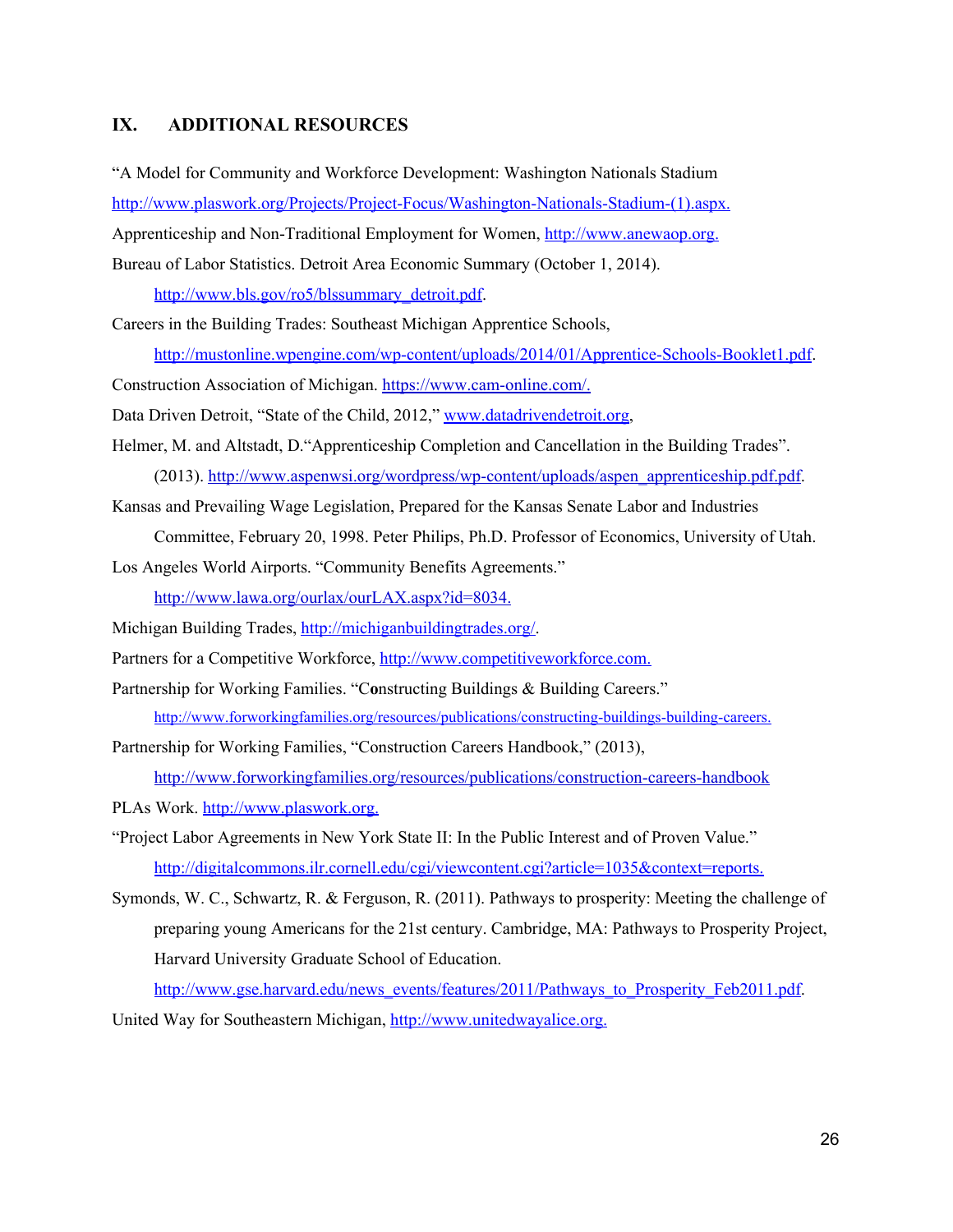## IX. ADDITIONAL RESOURCES

"A Model for Community and Workforce Development: Washington Nationals Stadium http://www.plaswork.org/Projects/Project-Focus/Washington-Nationals-Stadium-(1).aspx.

Apprenticeship and Non-Traditional Employment for Women, http://www.anewaop.org.

Bureau of Labor Statistics. Detroit Area Economic Summary (October 1, 2014). http://www.bls.gov/ro5/blssummary_detroit.pdf.

Careers in the Building Trades: Southeast Michigan Apprentice Schools, http://mustonline.wpengine.com/wp-content/uploads/2014/01/Apprentice-Schools-Booklet1.pdf.

Construction Association of Michigan. https://www.cam-online.com/.

Data Driven Detroit, "State of the Child, 2012," www.datadrivendetroit.org,

Helmer, M. and Altstadt, D."Apprenticeship Completion and Cancellation in the Building Trades". (2013). http://www.aspenwsi.org/wordpress/wp-content/uploads/aspen_apprenticeship.pdf.pdf.

Kansas and Prevailing Wage Legislation, Prepared for the Kansas Senate Labor and Industries Committee, February 20, 1998. Peter Philips, Ph.D. Professor of Economics, University of Utah.

Los Angeles World Airports. "Community Benefits Agreements." http://www.lawa.org/ourlax/ourLAX.aspx?id=8034.

Michigan Building Trades, http://michiganbuildingtrades.org/.

Partners for a Competitive Workforce, http://www.competitiveworkforce.com.

Partnership for Working Families. "Constructing Buildings & Building Careers." http://www.forworkingfamilies.org/resources/publications/constructing-buildings-building-careers.

Partnership for Working Families, "Construction Careers Handbook," (2013), http://www.forworkingfamilies.org/resources/publications/construction-careers-handbook

PLAs Work. http://www.plaswork.org.

"Project Labor Agreements in New York State II: In the Public Interest and of Proven Value." http://digitalcommons.ilr.cornell.edu/cgi/viewcontent.cgi?article=1035&context=reports.

Symonds, W. C., Schwartz, R. & Ferguson, R. (2011). Pathways to prosperity: Meeting the challenge of preparing young Americans for the 21st century. Cambridge, MA: Pathways to Prosperity Project, Harvard University Graduate School of Education. http://www.gse.harvard.edu/news_events/features/2011/Pathways_to_Prosperity_Feb2011.pdf.

United Way for Southeastern Michigan, http://www.unitedwayalice.org.